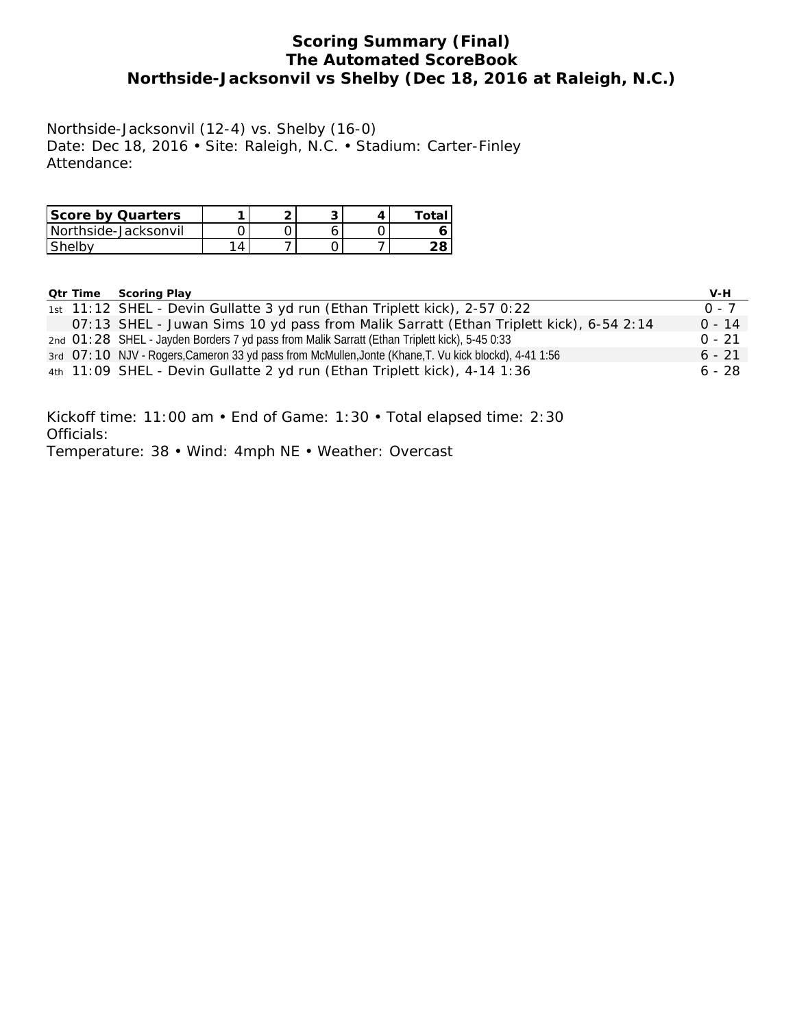# Scoring Summary (Final)
## The Automated ScoreBook
## Northside-Jacksonvil vs Shelby (Dec 18, 2016 at Raleigh, N.C.)

Northside-Jacksonvil (12-4) vs. Shelby (16-0)
Date: Dec 18, 2016 • Site: Raleigh, N.C. • Stadium: Carter-Finley
Attendance:

| Score by Quarters | 1 | 2 | 3 | 4 | Total |
|---|---|---|---|---|---|
| Northside-Jacksonvil | 0 | 0 | 6 | 0 | **6** |
| Shelby | 14 | 7 | 0 | 7 | **28** |

| Qtr | Time | Scoring Play | V-H |
|---|---|---|---|
| 1st | 11:12 | SHEL - Devin Gullatte 3 yd run (Ethan Triplett kick), 2-57 0:22 | 0 - 7 |
| | 07:13 | SHEL - Juwan Sims 10 yd pass from Malik Sarratt (Ethan Triplett kick), 6-54 2:14 | 0 - 14 |
| 2nd | 01:28 | SHEL - Jayden Borders 7 yd pass from Malik Sarratt (Ethan Triplett kick), 5-45 0:33 | 0 - 21 |
| 3rd | 07:10 | NJV - Rogers,Cameron 33 yd pass from McMullen,Jonte (Khane,T. Vu kick blockd), 4-41 1:56 | 6 - 21 |
| 4th | 11:09 | SHEL - Devin Gullatte 2 yd run (Ethan Triplett kick), 4-14 1:36 | 6 - 28 |

Kickoff time: 11:00 am • End of Game: 1:30 • Total elapsed time: 2:30
Officials:
Temperature: 38 • Wind: 4mph NE • Weather: Overcast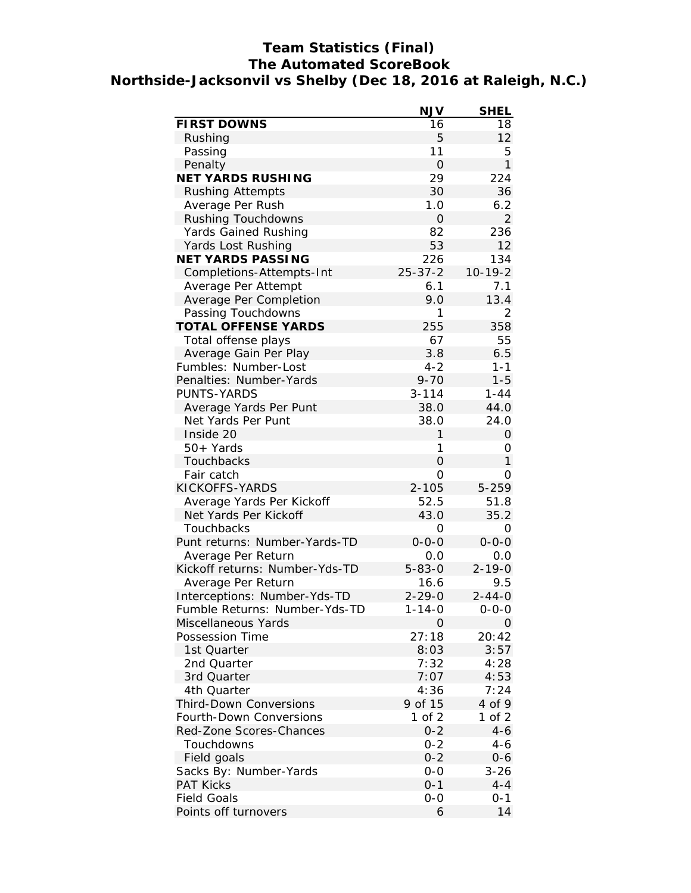# Team Statistics (Final)
## The Automated ScoreBook
## Northside-Jacksonvil vs Shelby (Dec 18, 2016 at Raleigh, N.C.)

| | NJV | SHEL |
|---|---|---|
| **FIRST DOWNS** | 16 | 18 |
| Rushing | 5 | 12 |
| Passing | 11 | 5 |
| Penalty | 0 | 1 |
| **NET YARDS RUSHING** | 29 | 224 |
| Rushing Attempts | 30 | 36 |
| Average Per Rush | 1.0 | 6.2 |
| Rushing Touchdowns | 0 | 2 |
| Yards Gained Rushing | 82 | 236 |
| Yards Lost Rushing | 53 | 12 |
| **NET YARDS PASSING** | 226 | 134 |
| Completions-Attempts-Int | 25-37-2 | 10-19-2 |
| Average Per Attempt | 6.1 | 7.1 |
| Average Per Completion | 9.0 | 13.4 |
| Passing Touchdowns | 1 | 2 |
| **TOTAL OFFENSE YARDS** | 255 | 358 |
| Total offense plays | 67 | 55 |
| Average Gain Per Play | 3.8 | 6.5 |
| Fumbles: Number-Lost | 4-2 | 1-1 |
| Penalties: Number-Yards | 9-70 | 1-5 |
| PUNTS-YARDS | 3-114 | 1-44 |
| Average Yards Per Punt | 38.0 | 44.0 |
| Net Yards Per Punt | 38.0 | 24.0 |
| Inside 20 | 1 | 0 |
| 50+ Yards | 1 | 0 |
| Touchbacks | 0 | 1 |
| Fair catch | 0 | 0 |
| KICKOFFS-YARDS | 2-105 | 5-259 |
| Average Yards Per Kickoff | 52.5 | 51.8 |
| Net Yards Per Kickoff | 43.0 | 35.2 |
| Touchbacks | 0 | 0 |
| Punt returns: Number-Yards-TD | 0-0-0 | 0-0-0 |
| Average Per Return | 0.0 | 0.0 |
| Kickoff returns: Number-Yds-TD | 5-83-0 | 2-19-0 |
| Average Per Return | 16.6 | 9.5 |
| Interceptions: Number-Yds-TD | 2-29-0 | 2-44-0 |
| Fumble Returns: Number-Yds-TD | 1-14-0 | 0-0-0 |
| Miscellaneous Yards | 0 | 0 |
| Possession Time | 27:18 | 20:42 |
| 1st Quarter | 8:03 | 3:57 |
| 2nd Quarter | 7:32 | 4:28 |
| 3rd Quarter | 7:07 | 4:53 |
| 4th Quarter | 4:36 | 7:24 |
| Third-Down Conversions | 9 of 15 | 4 of 9 |
| Fourth-Down Conversions | 1 of 2 | 1 of 2 |
| Red-Zone Scores-Chances | 0-2 | 4-6 |
| Touchdowns | 0-2 | 4-6 |
| Field goals | 0-2 | 0-6 |
| Sacks By: Number-Yards | 0-0 | 3-26 |
| PAT Kicks | 0-1 | 4-4 |
| Field Goals | 0-0 | 0-1 |
| Points off turnovers | 6 | 14 |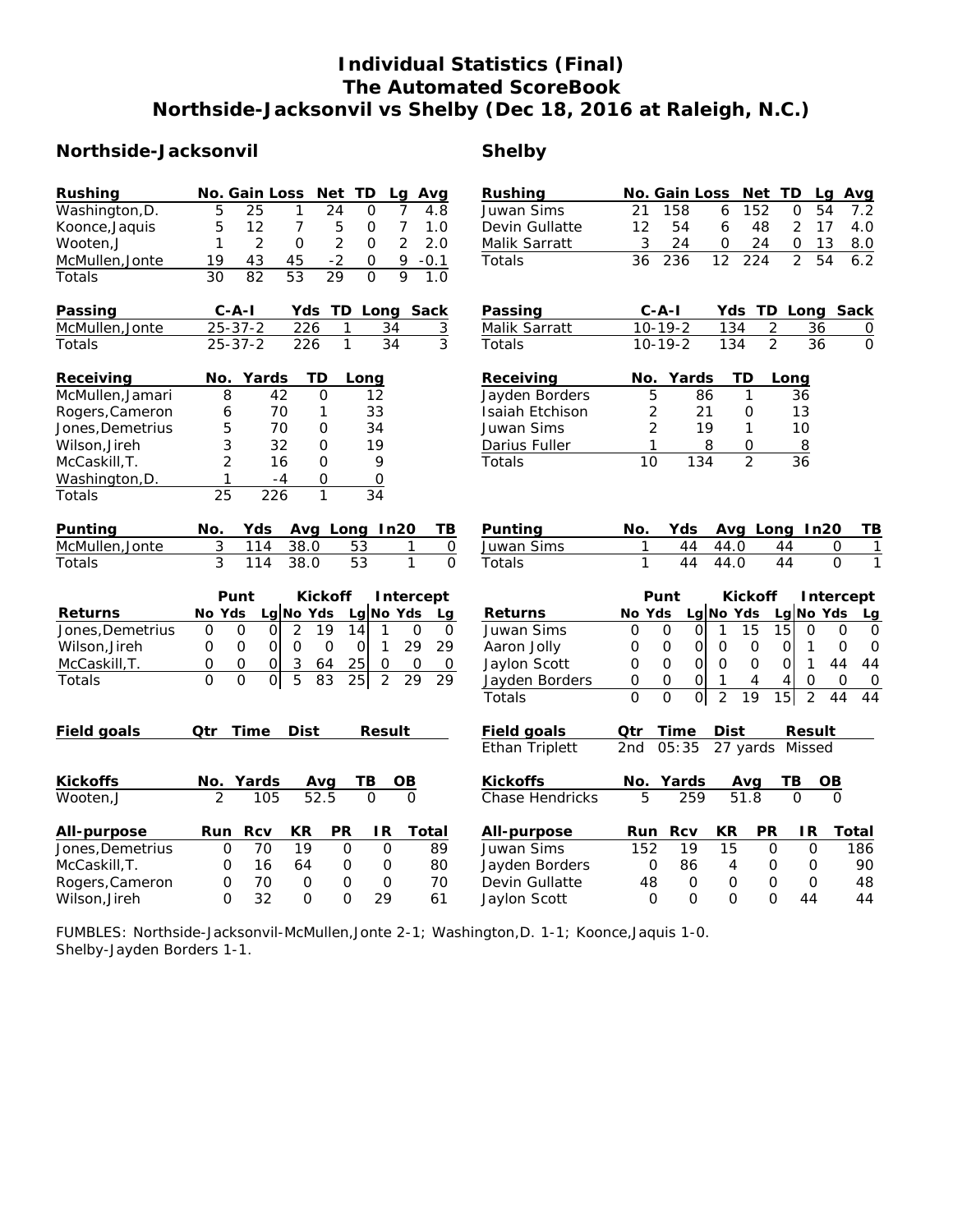# Individual Statistics (Final)
# The Automated ScoreBook
# Northside-Jacksonvil vs Shelby (Dec 18, 2016 at Raleigh, N.C.)

## Northside-Jacksonvil

| Rushing | No. | Gain | Loss | Net | TD | Lg | Avg |
|---|---|---|---|---|---|---|---|
| Washington,D. | 5 | 25 | 1 | 24 | 0 | 7 | 4.8 |
| Koonce,Jaquis | 5 | 12 | 7 | 5 | 0 | 7 | 1.0 |
| Wooten,J | 1 | 2 | 0 | 2 | 0 | 2 | 2.0 |
| McMullen,Jonte | 19 | 43 | 45 | -2 | 0 | 9 | -0.1 |
| Totals | 30 | 82 | 53 | 29 | 0 | 9 | 1.0 |

| Passing | C-A-I | Yds | TD | Long | Sack |
|---|---|---|---|---|---|
| McMullen,Jonte | 25-37-2 | 226 | 1 | 34 | 3 |
| Totals | 25-37-2 | 226 | 1 | 34 | 3 |

| Receiving | No. | Yards | TD | Long |
|---|---|---|---|---|
| McMullen,Jamari | 8 | 42 | 0 | 12 |
| Rogers,Cameron | 6 | 70 | 1 | 33 |
| Jones,Demetrius | 5 | 70 | 0 | 34 |
| Wilson,Jireh | 3 | 32 | 0 | 19 |
| McCaskill,T. | 2 | 16 | 0 | 9 |
| Washington,D. | 1 | -4 | 0 | 0 |
| Totals | 25 | 226 | 1 | 34 |

| Punting | No. | Yds | Avg | Long | In20 | TB |
|---|---|---|---|---|---|---|
| McMullen,Jonte | 3 | 114 | 38.0 | 53 | 1 | 0 |
| Totals | 3 | 114 | 38.0 | 53 | 1 | 0 |

| | Punt | | | Kickoff | | | Intercept | | |
|---|---|---|---|---|---|---|---|---|---|
| Returns | No | Yds | Lg | No | Yds | Lg | No | Yds | Lg |
| Jones,Demetrius | 0 | 0 | 0 | 2 | 19 | 14 | 1 | 0 | 0 |
| Wilson,Jireh | 0 | 0 | 0 | 0 | 0 | 0 | 1 | 29 | 29 |
| McCaskill,T. | 0 | 0 | 0 | 3 | 64 | 25 | 0 | 0 | 0 |
| Totals | 0 | 0 | 0 | 5 | 83 | 25 | 2 | 29 | 29 |

| Field goals | Qtr | Time | Dist | Result |
|---|---|---|---|---|

| Kickoffs | No. | Yards | Avg | TB | OB |
|---|---|---|---|---|---|
| Wooten,J | 2 | 105 | 52.5 | 0 | 0 |

| All-purpose | Run | Rcv | KR | PR | IR | Total |
|---|---|---|---|---|---|---|
| Jones,Demetrius | 0 | 70 | 19 | 0 | 0 | 89 |
| McCaskill,T. | 0 | 16 | 64 | 0 | 0 | 80 |
| Rogers,Cameron | 0 | 70 | 0 | 0 | 0 | 70 |
| Wilson,Jireh | 0 | 32 | 0 | 0 | 29 | 61 |

## Shelby

| Rushing | No. | Gain | Loss | Net | TD | Lg | Avg |
|---|---|---|---|---|---|---|---|
| Juwan Sims | 21 | 158 | 6 | 152 | 0 | 54 | 7.2 |
| Devin Gullatte | 12 | 54 | 6 | 48 | 2 | 17 | 4.0 |
| Malik Sarratt | 3 | 24 | 0 | 24 | 0 | 13 | 8.0 |
| Totals | 36 | 236 | 12 | 224 | 2 | 54 | 6.2 |

| Passing | C-A-I | Yds | TD | Long | Sack |
|---|---|---|---|---|---|
| Malik Sarratt | 10-19-2 | 134 | 2 | 36 | 0 |
| Totals | 10-19-2 | 134 | 2 | 36 | 0 |

| Receiving | No. | Yards | TD | Long |
|---|---|---|---|---|
| Jayden Borders | 5 | 86 | 1 | 36 |
| Isaiah Etchison | 2 | 21 | 0 | 13 |
| Juwan Sims | 2 | 19 | 1 | 10 |
| Darius Fuller | 1 | 8 | 0 | 8 |
| Totals | 10 | 134 | 2 | 36 |

| Punting | No. | Yds | Avg | Long | In20 | TB |
|---|---|---|---|---|---|---|
| Juwan Sims | 1 | 44 | 44.0 | 44 | 0 | 1 |
| Totals | 1 | 44 | 44.0 | 44 | 0 | 1 |

| | Punt | | | Kickoff | | | Intercept | | |
|---|---|---|---|---|---|---|---|---|---|
| Returns | No | Yds | Lg | No | Yds | Lg | No | Yds | Lg |
| Juwan Sims | 0 | 0 | 0 | 1 | 15 | 15 | 0 | 0 | 0 |
| Aaron Jolly | 0 | 0 | 0 | 0 | 0 | 0 | 1 | 0 | 0 |
| Jaylon Scott | 0 | 0 | 0 | 0 | 0 | 0 | 1 | 44 | 44 |
| Jayden Borders | 0 | 0 | 0 | 1 | 4 | 4 | 0 | 0 | 0 |
| Totals | 0 | 0 | 0 | 2 | 19 | 15 | 2 | 44 | 44 |

| Field goals | Qtr | Time | Dist | Result |
|---|---|---|---|---|
| Ethan Triplett | 2nd | 05:35 | 27 yards | Missed |

| Kickoffs | No. | Yards | Avg | TB | OB |
|---|---|---|---|---|---|
| Chase Hendricks | 5 | 259 | 51.8 | 0 | 0 |

| All-purpose | Run | Rcv | KR | PR | IR | Total |
|---|---|---|---|---|---|---|
| Juwan Sims | 152 | 19 | 15 | 0 | 0 | 186 |
| Jayden Borders | 0 | 86 | 4 | 0 | 0 | 90 |
| Devin Gullatte | 48 | 0 | 0 | 0 | 0 | 48 |
| Jaylon Scott | 0 | 0 | 0 | 0 | 44 | 44 |

FUMBLES: Northside-Jacksonvil-McMullen,Jonte 2-1; Washington,D. 1-1; Koonce,Jaquis 1-0.
Shelby-Jayden Borders 1-1.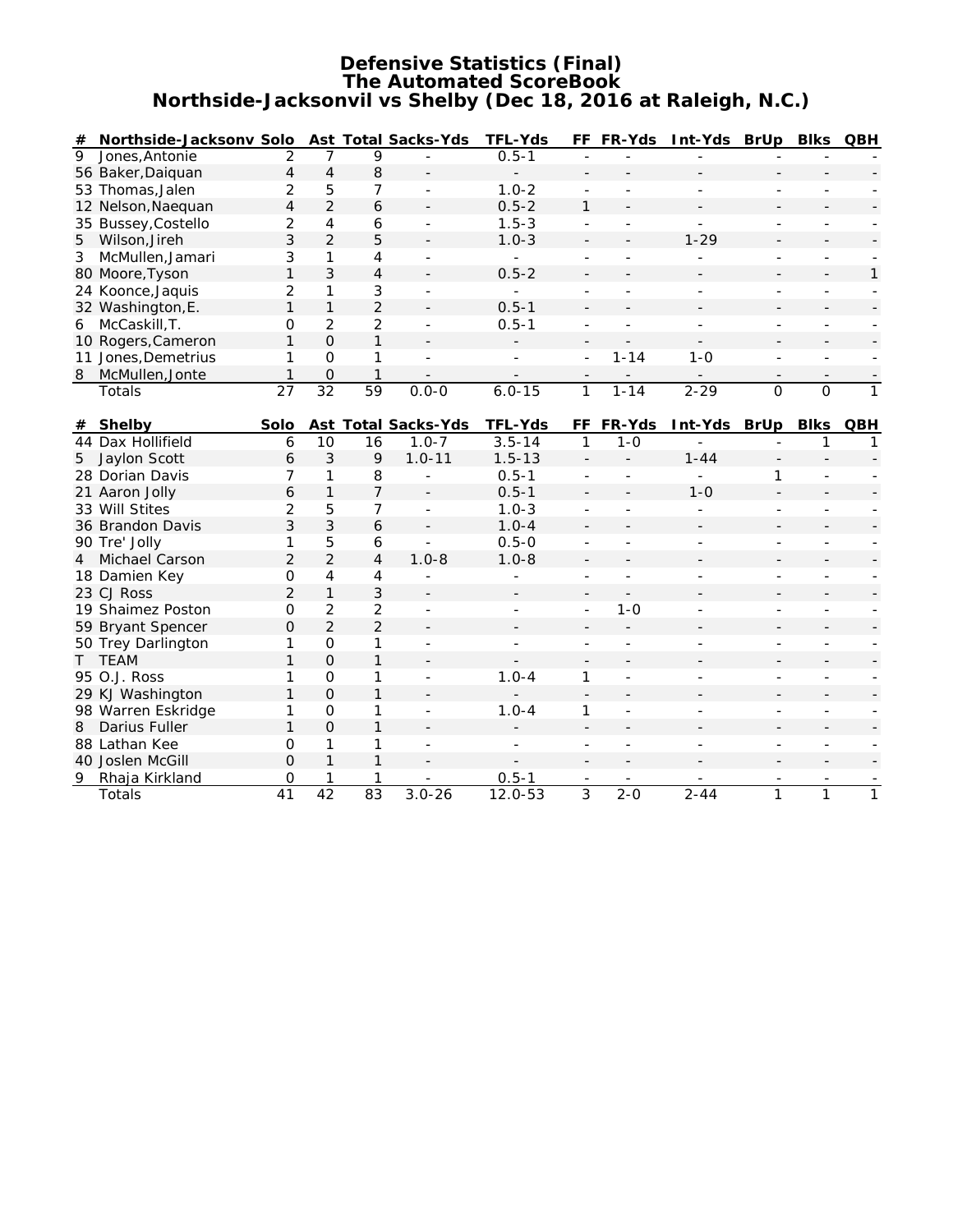# Defensive Statistics (Final)
## The Automated ScoreBook
## Northside-Jacksonvil vs Shelby (Dec 18, 2016 at Raleigh, N.C.)

| # | Northside-Jacksonv | Solo | Ast | Total | Sacks-Yds | TFL-Yds | FF | FR-Yds | Int-Yds | BrUp | Blks | QBH |
|---|---|---|---|---|---|---|---|---|---|---|---|---|
| 9 | Jones,Antonie | 2 | 7 | 9 | - | 0.5-1 | - | - | - | - | - | - |
| 56 | Baker,Daiquan | 4 | 4 | 8 | - | - | - | - | - | - | - | - |
| 53 | Thomas,Jalen | 2 | 5 | 7 | - | 1.0-2 | - | - | - | - | - | - |
| 12 | Nelson,Naequan | 4 | 2 | 6 | - | 0.5-2 | 1 | - | - | - | - | - |
| 35 | Bussey,Costello | 2 | 4 | 6 | - | 1.5-3 | - | - | - | - | - | - |
| 5 | Wilson,Jireh | 3 | 2 | 5 | - | 1.0-3 | - | - | 1-29 | - | - | - |
| 3 | McMullen,Jamari | 3 | 1 | 4 | - | - | - | - | - | - | - | - |
| 80 | Moore,Tyson | 1 | 3 | 4 | - | 0.5-2 | - | - | - | - | - | 1 |
| 24 | Koonce,Jaquis | 2 | 1 | 3 | - | - | - | - | - | - | - | - |
| 32 | Washington,E. | 1 | 1 | 2 | - | 0.5-1 | - | - | - | - | - | - |
| 6 | McCaskill,T. | 0 | 2 | 2 | - | 0.5-1 | - | - | - | - | - | - |
| 10 | Rogers,Cameron | 1 | 0 | 1 | - | - | - | - | - | - | - | - |
| 11 | Jones,Demetrius | 1 | 0 | 1 | - | - | - | 1-14 | 1-0 | - | - | - |
| 8 | McMullen,Jonte | 1 | 0 | 1 | - | - | - | - | - | - | - | - |
| | Totals | 27 | 32 | 59 | 0.0-0 | 6.0-15 | 1 | 1-14 | 2-29 | 0 | 0 | 1 |

| # | Shelby | Solo | Ast | Total | Sacks-Yds | TFL-Yds | FF | FR-Yds | Int-Yds | BrUp | Blks | QBH |
|---|---|---|---|---|---|---|---|---|---|---|---|---|
| 44 | Dax Hollifield | 6 | 10 | 16 | 1.0-7 | 3.5-14 | 1 | 1-0 | - | - | 1 | 1 |
| 5 | Jaylon Scott | 6 | 3 | 9 | 1.0-11 | 1.5-13 | - | - | 1-44 | - | - | - |
| 28 | Dorian Davis | 7 | 1 | 8 | - | 0.5-1 | - | - | - | 1 | - | - |
| 21 | Aaron Jolly | 6 | 1 | 7 | - | 0.5-1 | - | - | 1-0 | - | - | - |
| 33 | Will Stites | 2 | 5 | 7 | - | 1.0-3 | - | - | - | - | - | - |
| 36 | Brandon Davis | 3 | 3 | 6 | - | 1.0-4 | - | - | - | - | - | - |
| 90 | Tre' Jolly | 1 | 5 | 6 | - | 0.5-0 | - | - | - | - | - | - |
| 4 | Michael Carson | 2 | 2 | 4 | 1.0-8 | 1.0-8 | - | - | - | - | - | - |
| 18 | Damien Key | 0 | 4 | 4 | - | - | - | - | - | - | - | - |
| 23 | CJ Ross | 2 | 1 | 3 | - | - | - | - | - | - | - | - |
| 19 | Shaimez Poston | 0 | 2 | 2 | - | - | - | 1-0 | - | - | - | - |
| 59 | Bryant Spencer | 0 | 2 | 2 | - | - | - | - | - | - | - | - |
| 50 | Trey Darlington | 1 | 0 | 1 | - | - | - | - | - | - | - | - |
| T | TEAM | 1 | 0 | 1 | - | - | - | - | - | - | - | - |
| 95 | O.J. Ross | 1 | 0 | 1 | - | 1.0-4 | 1 | - | - | - | - | - |
| 29 | KJ Washington | 1 | 0 | 1 | - | - | - | - | - | - | - | - |
| 98 | Warren Eskridge | 1 | 0 | 1 | - | 1.0-4 | 1 | - | - | - | - | - |
| 8 | Darius Fuller | 1 | 0 | 1 | - | - | - | - | - | - | - | - |
| 88 | Lathan Kee | 0 | 1 | 1 | - | - | - | - | - | - | - | - |
| 40 | Joslen McGill | 0 | 1 | 1 | - | - | - | - | - | - | - | - |
| 9 | Rhaja Kirkland | 0 | 1 | 1 | - | 0.5-1 | - | - | - | - | - | - |
| | Totals | 41 | 42 | 83 | 3.0-26 | 12.0-53 | 3 | 2-0 | 2-44 | 1 | 1 | 1 |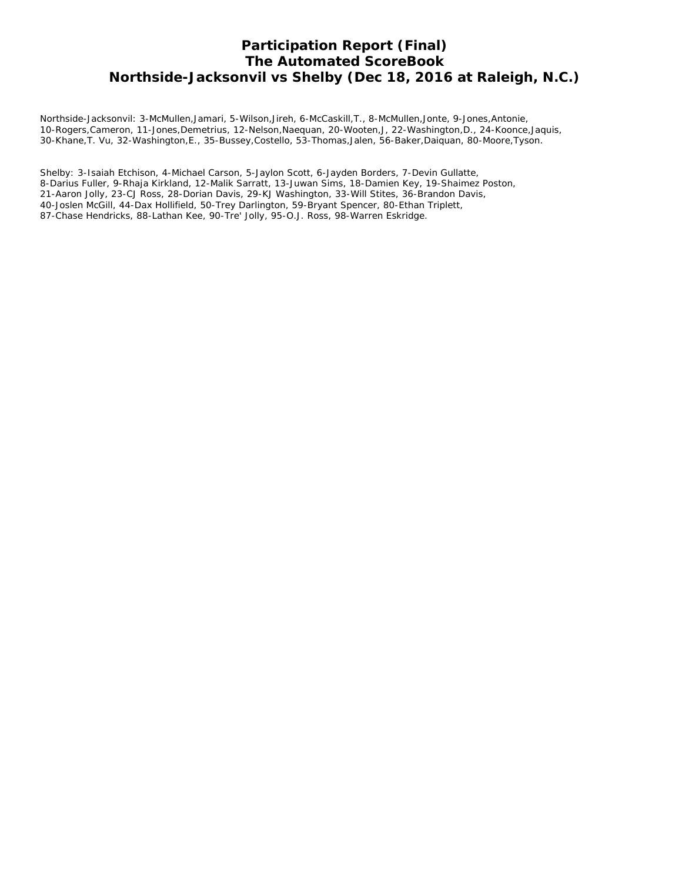# Participation Report (Final)
# The Automated ScoreBook
# Northside-Jacksonvil vs Shelby (Dec 18, 2016 at Raleigh, N.C.)

Northside-Jacksonvil: 3-McMullen,Jamari, 5-Wilson,Jireh, 6-McCaskill,T., 8-McMullen,Jonte, 9-Jones,Antonie, 10-Rogers,Cameron, 11-Jones,Demetrius, 12-Nelson,Naequan, 20-Wooten,J, 22-Washington,D., 24-Koonce,Jaquis, 30-Khane,T. Vu, 32-Washington,E., 35-Bussey,Costello, 53-Thomas,Jalen, 56-Baker,Daiquan, 80-Moore,Tyson.

Shelby: 3-Isaiah Etchison, 4-Michael Carson, 5-Jaylon Scott, 6-Jayden Borders, 7-Devin Gullatte, 8-Darius Fuller, 9-Rhaja Kirkland, 12-Malik Sarratt, 13-Juwan Sims, 18-Damien Key, 19-Shaimez Poston, 21-Aaron Jolly, 23-CJ Ross, 28-Dorian Davis, 29-KJ Washington, 33-Will Stites, 36-Brandon Davis, 40-Joslen McGill, 44-Dax Hollifield, 50-Trey Darlington, 59-Bryant Spencer, 80-Ethan Triplett, 87-Chase Hendricks, 88-Lathan Kee, 90-Tre' Jolly, 95-O.J. Ross, 98-Warren Eskridge.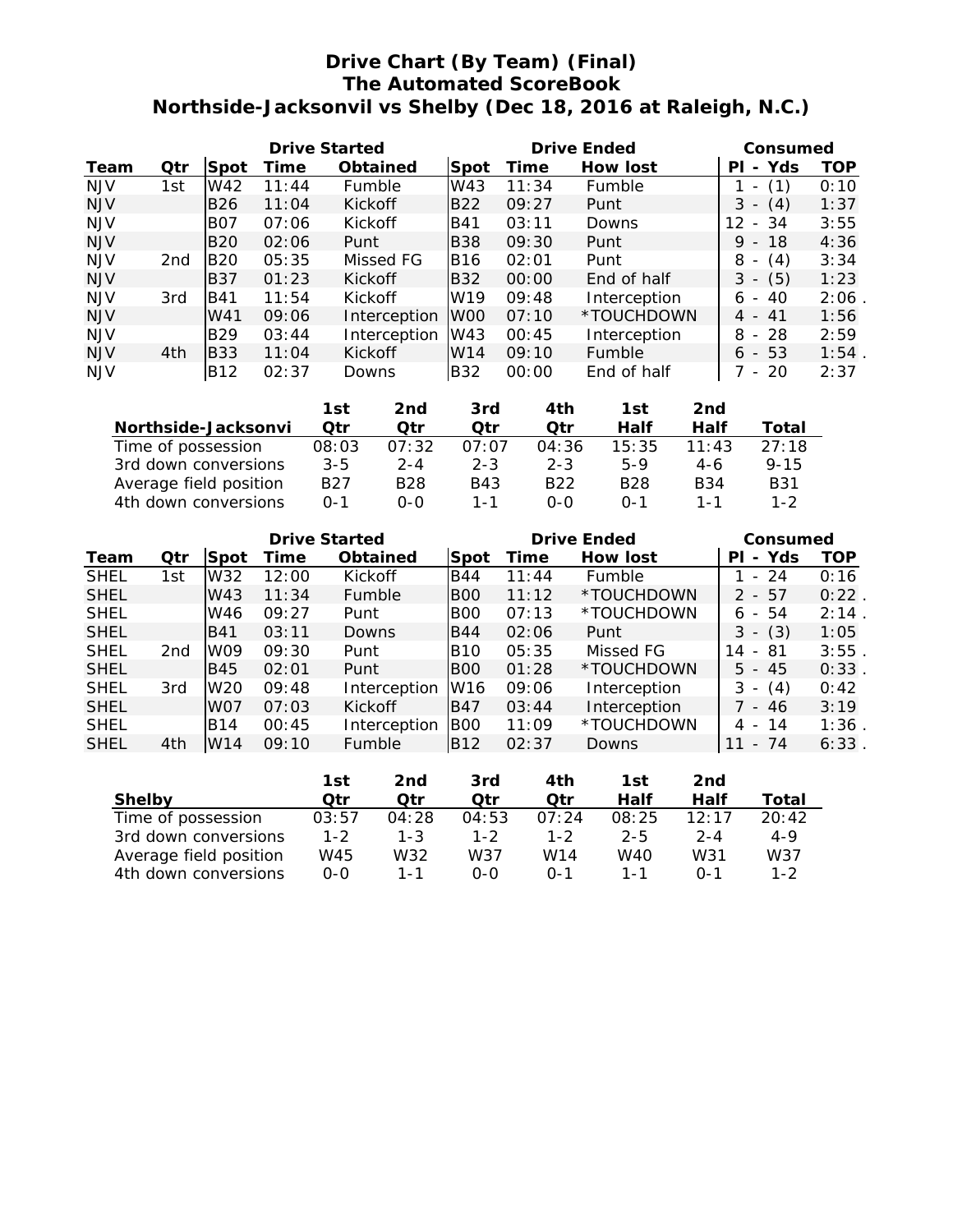# Drive Chart (By Team) (Final)
## The Automated ScoreBook
## Northside-Jacksonvil vs Shelby (Dec 18, 2016 at Raleigh, N.C.)

| | | Drive Started | | | Drive Ended | | | Consumed | |
|---|---|---|---|---|---|---|---|---|---|
| Team | Qtr | Spot | Time | Obtained | Spot | Time | How lost | Pl - Yds | TOP |
| NJV | 1st | W42 | 11:44 | Fumble | W43 | 11:34 | Fumble | 1 - (1) | 0:10 |
| NJV | | B26 | 11:04 | Kickoff | B22 | 09:27 | Punt | 3 - (4) | 1:37 |
| NJV | | B07 | 07:06 | Kickoff | B41 | 03:11 | Downs | 12 - 34 | 3:55 |
| NJV | | B20 | 02:06 | Punt | B38 | 09:30 | Punt | 9 - 18 | 4:36 |
| NJV | 2nd | B20 | 05:35 | Missed FG | B16 | 02:01 | Punt | 8 - (4) | 3:34 |
| NJV | | B37 | 01:23 | Kickoff | B32 | 00:00 | End of half | 3 - (5) | 1:23 |
| NJV | 3rd | B41 | 11:54 | Kickoff | W19 | 09:48 | Interception | 6 - 40 | 2:06 . |
| NJV | | W41 | 09:06 | Interception | W00 | 07:10 | *TOUCHDOWN | 4 - 41 | 1:56 |
| NJV | | B29 | 03:44 | Interception | W43 | 00:45 | Interception | 8 - 28 | 2:59 |
| NJV | 4th | B33 | 11:04 | Kickoff | W14 | 09:10 | Fumble | 6 - 53 | 1:54 . |
| NJV | | B12 | 02:37 | Downs | B32 | 00:00 | End of half | 7 - 20 | 2:37 |

| Northside-Jacksonvi | 1st Qtr | 2nd Qtr | 3rd Qtr | 4th Qtr | 1st Half | 2nd Half | Total |
|---|---|---|---|---|---|---|---|
| Time of possession | 08:03 | 07:32 | 07:07 | 04:36 | 15:35 | 11:43 | 27:18 |
| 3rd down conversions | 3-5 | 2-4 | 2-3 | 2-3 | 5-9 | 4-6 | 9-15 |
| Average field position | B27 | B28 | B43 | B22 | B28 | B34 | B31 |
| 4th down conversions | 0-1 | 0-0 | 1-1 | 0-0 | 0-1 | 1-1 | 1-2 |

| | | Drive Started | | | Drive Ended | | | Consumed | |
|---|---|---|---|---|---|---|---|---|---|
| Team | Qtr | Spot | Time | Obtained | Spot | Time | How lost | Pl - Yds | TOP |
| SHEL | 1st | W32 | 12:00 | Kickoff | B44 | 11:44 | Fumble | 1 - 24 | 0:16 |
| SHEL | | W43 | 11:34 | Fumble | B00 | 11:12 | *TOUCHDOWN | 2 - 57 | 0:22 . |
| SHEL | | W46 | 09:27 | Punt | B00 | 07:13 | *TOUCHDOWN | 6 - 54 | 2:14 . |
| SHEL | | B41 | 03:11 | Downs | B44 | 02:06 | Punt | 3 - (3) | 1:05 |
| SHEL | 2nd | W09 | 09:30 | Punt | B10 | 05:35 | Missed FG | 14 - 81 | 3:55 . |
| SHEL | | B45 | 02:01 | Punt | B00 | 01:28 | *TOUCHDOWN | 5 - 45 | 0:33 . |
| SHEL | 3rd | W20 | 09:48 | Interception | W16 | 09:06 | Interception | 3 - (4) | 0:42 |
| SHEL | | W07 | 07:03 | Kickoff | B47 | 03:44 | Interception | 7 - 46 | 3:19 |
| SHEL | | B14 | 00:45 | Interception | B00 | 11:09 | *TOUCHDOWN | 4 - 14 | 1:36 . |
| SHEL | 4th | W14 | 09:10 | Fumble | B12 | 02:37 | Downs | 11 - 74 | 6:33 . |

| Shelby | 1st Qtr | 2nd Qtr | 3rd Qtr | 4th Qtr | 1st Half | 2nd Half | Total |
|---|---|---|---|---|---|---|---|
| Time of possession | 03:57 | 04:28 | 04:53 | 07:24 | 08:25 | 12:17 | 20:42 |
| 3rd down conversions | 1-2 | 1-3 | 1-2 | 1-2 | 2-5 | 2-4 | 4-9 |
| Average field position | W45 | W32 | W37 | W14 | W40 | W31 | W37 |
| 4th down conversions | 0-0 | 1-1 | 0-0 | 0-1 | 1-1 | 0-1 | 1-2 |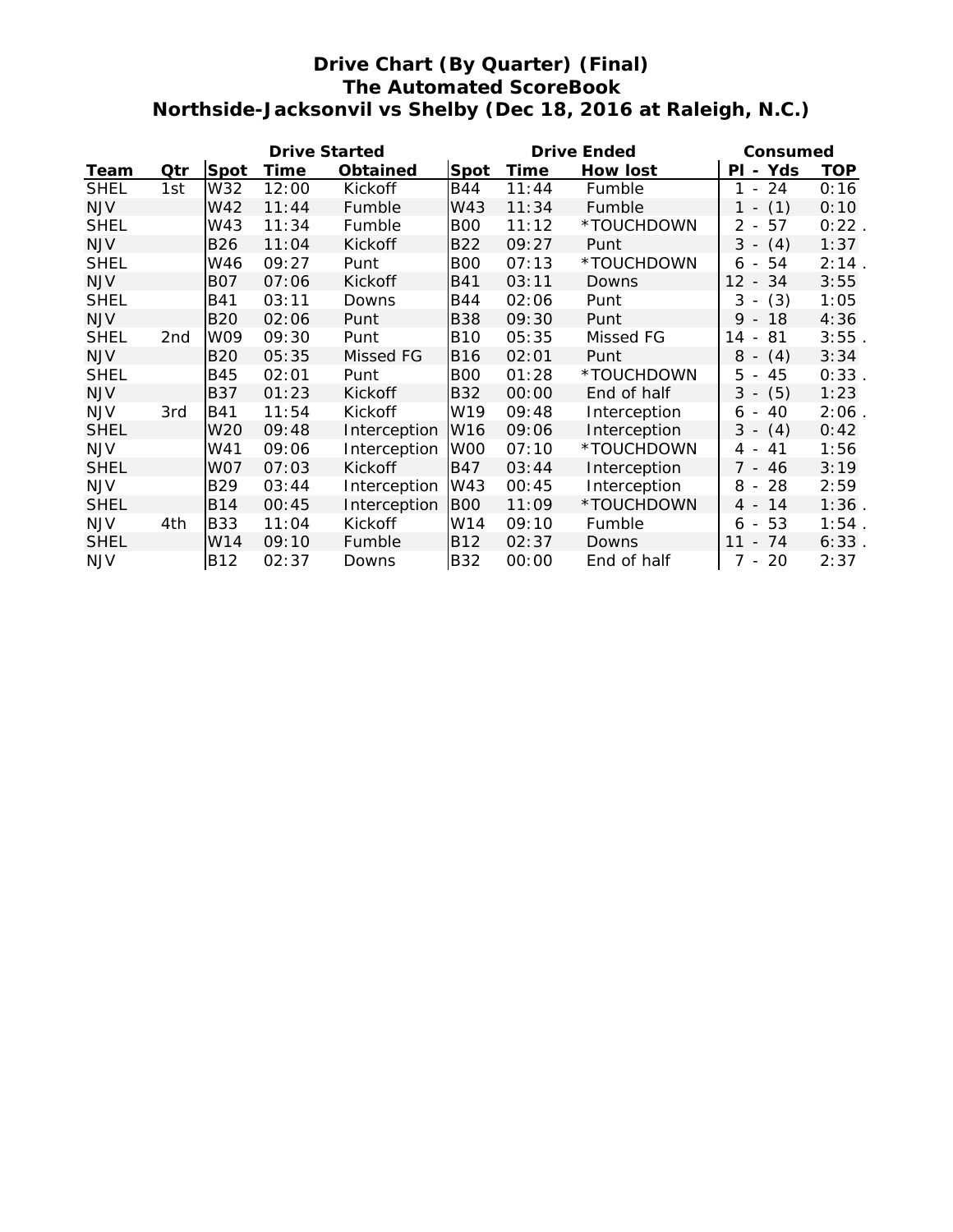# Drive Chart (By Quarter) (Final)
## The Automated ScoreBook
## Northside-Jacksonvil vs Shelby (Dec 18, 2016 at Raleigh, N.C.)

| | | Drive Started | | | Drive Ended | | | Consumed | |
|---|---|---|---|---|---|---|---|---|---|
| **Team** | **Qtr** | **Spot** | **Time** | **Obtained** | **Spot** | **Time** | **How lost** | **Pl - Yds** | **TOP** |
| SHEL | 1st | W32 | 12:00 | Kickoff | B44 | 11:44 | Fumble | 1 - 24 | 0:16 |
| NJV | | W42 | 11:44 | Fumble | W43 | 11:34 | Fumble | 1 - (1) | 0:10 |
| SHEL | | W43 | 11:34 | Fumble | B00 | 11:12 | *TOUCHDOWN | 2 - 57 | 0:22 . |
| NJV | | B26 | 11:04 | Kickoff | B22 | 09:27 | Punt | 3 - (4) | 1:37 |
| SHEL | | W46 | 09:27 | Punt | B00 | 07:13 | *TOUCHDOWN | 6 - 54 | 2:14 . |
| NJV | | B07 | 07:06 | Kickoff | B41 | 03:11 | Downs | 12 - 34 | 3:55 |
| SHEL | | B41 | 03:11 | Downs | B44 | 02:06 | Punt | 3 - (3) | 1:05 |
| NJV | | B20 | 02:06 | Punt | B38 | 09:30 | Punt | 9 - 18 | 4:36 |
| SHEL | 2nd | W09 | 09:30 | Punt | B10 | 05:35 | Missed FG | 14 - 81 | 3:55 . |
| NJV | | B20 | 05:35 | Missed FG | B16 | 02:01 | Punt | 8 - (4) | 3:34 |
| SHEL | | B45 | 02:01 | Punt | B00 | 01:28 | *TOUCHDOWN | 5 - 45 | 0:33 . |
| NJV | | B37 | 01:23 | Kickoff | B32 | 00:00 | End of half | 3 - (5) | 1:23 |
| NJV | 3rd | B41 | 11:54 | Kickoff | W19 | 09:48 | Interception | 6 - 40 | 2:06 . |
| SHEL | | W20 | 09:48 | Interception | W16 | 09:06 | Interception | 3 - (4) | 0:42 |
| NJV | | W41 | 09:06 | Interception | W00 | 07:10 | *TOUCHDOWN | 4 - 41 | 1:56 |
| SHEL | | W07 | 07:03 | Kickoff | B47 | 03:44 | Interception | 7 - 46 | 3:19 |
| NJV | | B29 | 03:44 | Interception | W43 | 00:45 | Interception | 8 - 28 | 2:59 |
| SHEL | | B14 | 00:45 | Interception | B00 | 11:09 | *TOUCHDOWN | 4 - 14 | 1:36 . |
| NJV | 4th | B33 | 11:04 | Kickoff | W14 | 09:10 | Fumble | 6 - 53 | 1:54 . |
| SHEL | | W14 | 09:10 | Fumble | B12 | 02:37 | Downs | 11 - 74 | 6:33 . |
| NJV | | B12 | 02:37 | Downs | B32 | 00:00 | End of half | 7 - 20 | 2:37 |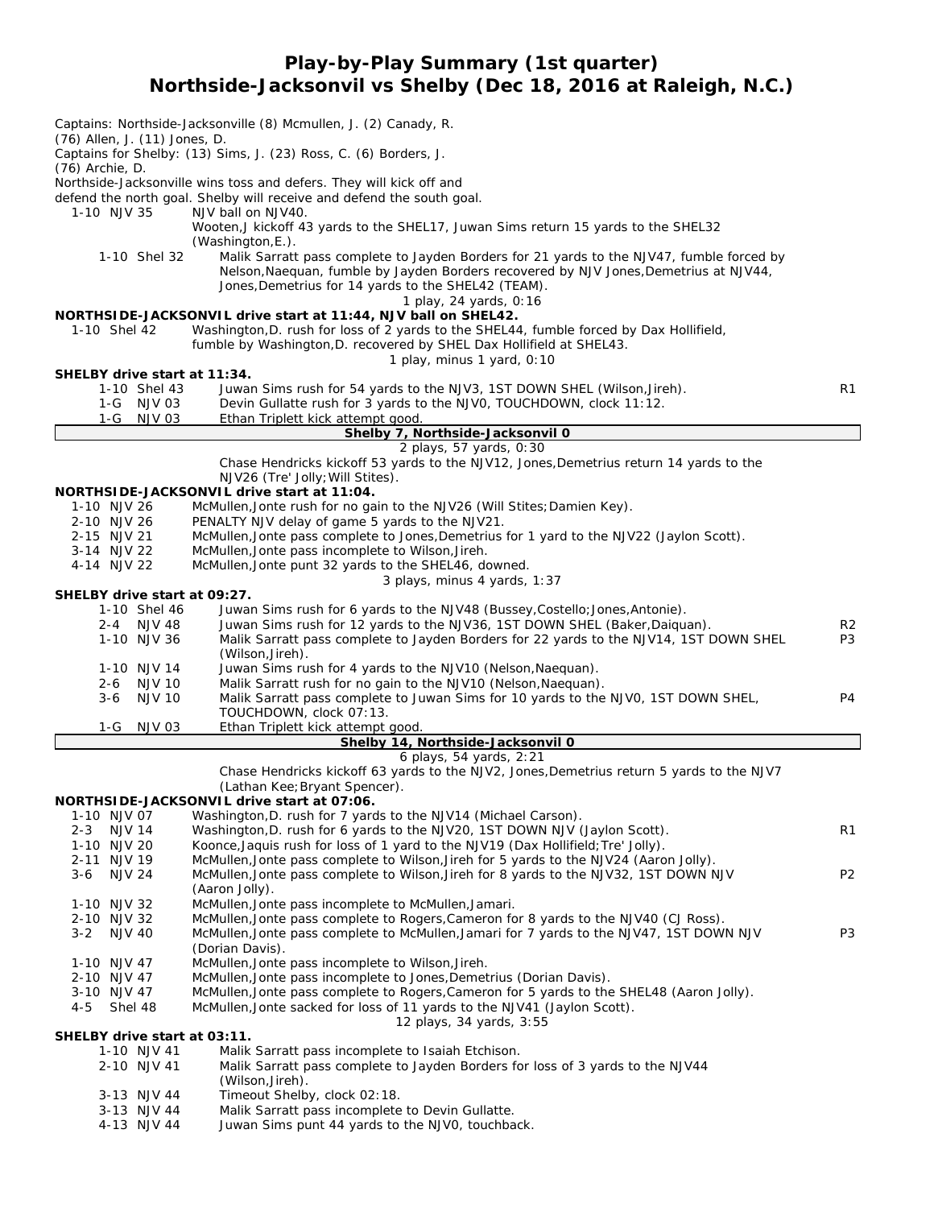# Play-by-Play Summary (1st quarter)
## Northside-Jacksonvil vs Shelby (Dec 18, 2016 at Raleigh, N.C.)

Captains: Northside-Jacksonville (8) Mcmullen, J. (2) Canady, R. (76) Allen, J. (11) Jones, D.
Captains for Shelby: (13) Sims, J. (23) Ross, C. (6) Borders, J. (76) Archie, D.
Northside-Jacksonville wins toss and defers. They will kick off and defend the north goal. Shelby will receive and defend the south goal.

| | | |
|---|---|---|
| 1-10 NJV 35 | NJV ball on NJV40. | |
| | Wooten,J kickoff 43 yards to the SHEL17, Juwan Sims return 15 yards to the SHEL32 (Washington,E.). | |
| 1-10 Shel 32 | Malik Sarratt pass complete to Jayden Borders for 21 yards to the NJV47, fumble forced by Nelson,Naequan, fumble by Jayden Borders recovered by NJV Jones,Demetrius at NJV44, Jones,Demetrius for 14 yards to the SHEL42 (TEAM). | |
| | 1 play, 24 yards, 0:16 | |

**NORTHSIDE-JACKSONVIL drive start at 11:44, NJV ball on SHEL42.**

| | | |
|---|---|---|
| 1-10 Shel 42 | Washington,D. rush for loss of 2 yards to the SHEL44, fumble forced by Dax Hollifield, fumble by Washington,D. recovered by SHEL Dax Hollifield at SHEL43. | |
| | 1 play, minus 1 yard, 0:10 | |

**SHELBY drive start at 11:34.**

| | | |
|---|---|---|
| 1-10 Shel 43 | Juwan Sims rush for 54 yards to the NJV3, 1ST DOWN SHEL (Wilson,Jireh). | R1 |
| 1-G NJV 03 | Devin Gullatte rush for 3 yards to the NJV0, TOUCHDOWN, clock 11:12. | |
| 1-G NJV 03 | Ethan Triplett kick attempt good. | |

**Shelby 7, Northside-Jacksonvil 0**

2 plays, 57 yards, 0:30

Chase Hendricks kickoff 53 yards to the NJV12, Jones,Demetrius return 14 yards to the NJV26 (Tre' Jolly;Will Stites).

**NORTHSIDE-JACKSONVIL drive start at 11:04.**

| | | |
|---|---|---|
| 1-10 NJV 26 | McMullen,Jonte rush for no gain to the NJV26 (Will Stites;Damien Key). | |
| 2-10 NJV 26 | PENALTY NJV delay of game 5 yards to the NJV21. | |
| 2-15 NJV 21 | McMullen,Jonte pass complete to Jones,Demetrius for 1 yard to the NJV22 (Jaylon Scott). | |
| 3-14 NJV 22 | McMullen,Jonte pass incomplete to Wilson,Jireh. | |
| 4-14 NJV 22 | McMullen,Jonte punt 32 yards to the SHEL46, downed. | |
| | 3 plays, minus 4 yards, 1:37 | |

**SHELBY drive start at 09:27.**

| | | |
|---|---|---|
| 1-10 Shel 46 | Juwan Sims rush for 6 yards to the NJV48 (Bussey,Costello;Jones,Antonie). | |
| 2-4 NJV 48 | Juwan Sims rush for 12 yards to the NJV36, 1ST DOWN SHEL (Baker,Daiquan). | R2 |
| 1-10 NJV 36 | Malik Sarratt pass complete to Jayden Borders for 22 yards to the NJV14, 1ST DOWN SHEL (Wilson,Jireh). | P3 |
| 1-10 NJV 14 | Juwan Sims rush for 4 yards to the NJV10 (Nelson,Naequan). | |
| 2-6 NJV 10 | Malik Sarratt rush for no gain to the NJV10 (Nelson,Naequan). | |
| 3-6 NJV 10 | Malik Sarratt pass complete to Juwan Sims for 10 yards to the NJV0, 1ST DOWN SHEL, TOUCHDOWN, clock 07:13. | P4 |
| 1-G NJV 03 | Ethan Triplett kick attempt good. | |

**Shelby 14, Northside-Jacksonvil 0**

6 plays, 54 yards, 2:21

Chase Hendricks kickoff 63 yards to the NJV2, Jones,Demetrius return 5 yards to the NJV7 (Lathan Kee;Bryant Spencer).

**NORTHSIDE-JACKSONVIL drive start at 07:06.**

| | | |
|---|---|---|
| 1-10 NJV 07 | Washington,D. rush for 7 yards to the NJV14 (Michael Carson). | |
| 2-3 NJV 14 | Washington,D. rush for 6 yards to the NJV20, 1ST DOWN NJV (Jaylon Scott). | R1 |
| 1-10 NJV 20 | Koonce,Jaquis rush for loss of 1 yard to the NJV19 (Dax Hollifield;Tre' Jolly). | |
| 2-11 NJV 19 | McMullen,Jonte pass complete to Wilson,Jireh for 5 yards to the NJV24 (Aaron Jolly). | |
| 3-6 NJV 24 | McMullen,Jonte pass complete to Wilson,Jireh for 8 yards to the NJV32, 1ST DOWN NJV (Aaron Jolly). | P2 |
| 1-10 NJV 32 | McMullen,Jonte pass incomplete to McMullen,Jamari. | |
| 2-10 NJV 32 | McMullen,Jonte pass complete to Rogers,Cameron for 8 yards to the NJV40 (CJ Ross). | |
| 3-2 NJV 40 | McMullen,Jonte pass complete to McMullen,Jamari for 7 yards to the NJV47, 1ST DOWN NJV (Dorian Davis). | P3 |
| 1-10 NJV 47 | McMullen,Jonte pass incomplete to Wilson,Jireh. | |
| 2-10 NJV 47 | McMullen,Jonte pass incomplete to Jones,Demetrius (Dorian Davis). | |
| 3-10 NJV 47 | McMullen,Jonte pass complete to Rogers,Cameron for 5 yards to the SHEL48 (Aaron Jolly). | |
| 4-5 Shel 48 | McMullen,Jonte sacked for loss of 11 yards to the NJV41 (Jaylon Scott). | |
| | 12 plays, 34 yards, 3:55 | |

**SHELBY drive start at 03:11.**

| | | |
|---|---|---|
| 1-10 NJV 41 | Malik Sarratt pass incomplete to Isaiah Etchison. | |
| 2-10 NJV 41 | Malik Sarratt pass complete to Jayden Borders for loss of 3 yards to the NJV44 (Wilson,Jireh). | |
| 3-13 NJV 44 | Timeout Shelby, clock 02:18. | |
| 3-13 NJV 44 | Malik Sarratt pass incomplete to Devin Gullatte. | |
| 4-13 NJV 44 | Juwan Sims punt 44 yards to the NJV0, touchback. | |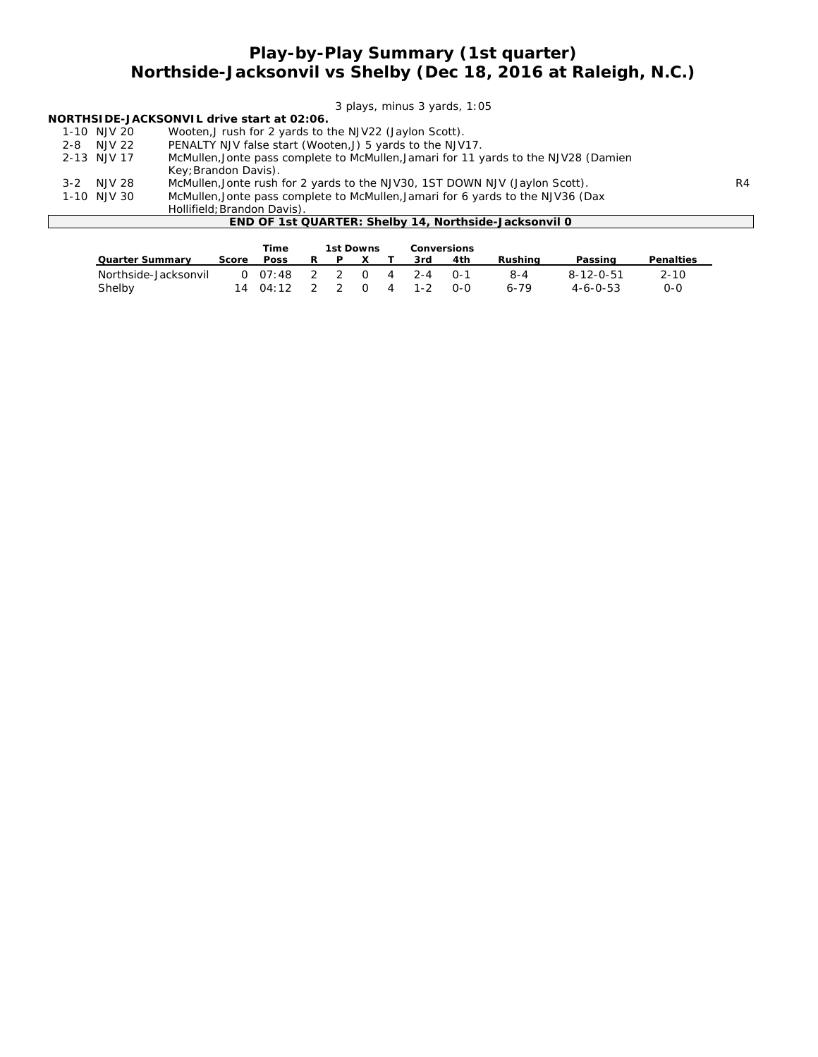# Play-by-Play Summary (1st quarter)
## Northside-Jacksonvil vs Shelby (Dec 18, 2016 at Raleigh, N.C.)

*3 plays, minus 3 yards, 1:05*

**NORTHSIDE-JACKSONVIL drive start at 02:06.**

| | | | |
|---|---|---|---|
| 1-10 | NJV 20 | Wooten,J rush for 2 yards to the NJV22 (Jaylon Scott). | |
| 2-8 | NJV 22 | PENALTY NJV false start (Wooten,J) 5 yards to the NJV17. | |
| 2-13 | NJV 17 | McMullen,Jonte pass complete to McMullen,Jamari for 11 yards to the NJV28 (Damien Key;Brandon Davis). | |
| 3-2 | NJV 28 | McMullen,Jonte rush for 2 yards to the NJV30, 1ST DOWN NJV (Jaylon Scott). | R4 |
| 1-10 | NJV 30 | McMullen,Jonte pass complete to McMullen,Jamari for 6 yards to the NJV36 (Dax Hollifield;Brandon Davis). | |

**END OF 1st QUARTER: Shelby 14, Northside-Jacksonvil 0**

| Quarter Summary | Score | Time Poss | 1st Downs R | P | X | T | Conversions 3rd | 4th | Rushing | Passing | Penalties |
|---|---|---|---|---|---|---|---|---|---|---|---|
| Northside-Jacksonvil | 0 | 07:48 | 2 | 2 | 0 | 4 | 2-4 | 0-1 | 8-4 | 8-12-0-51 | 2-10 |
| Shelby | 14 | 04:12 | 2 | 2 | 0 | 4 | 1-2 | 0-0 | 6-79 | 4-6-0-53 | 0-0 |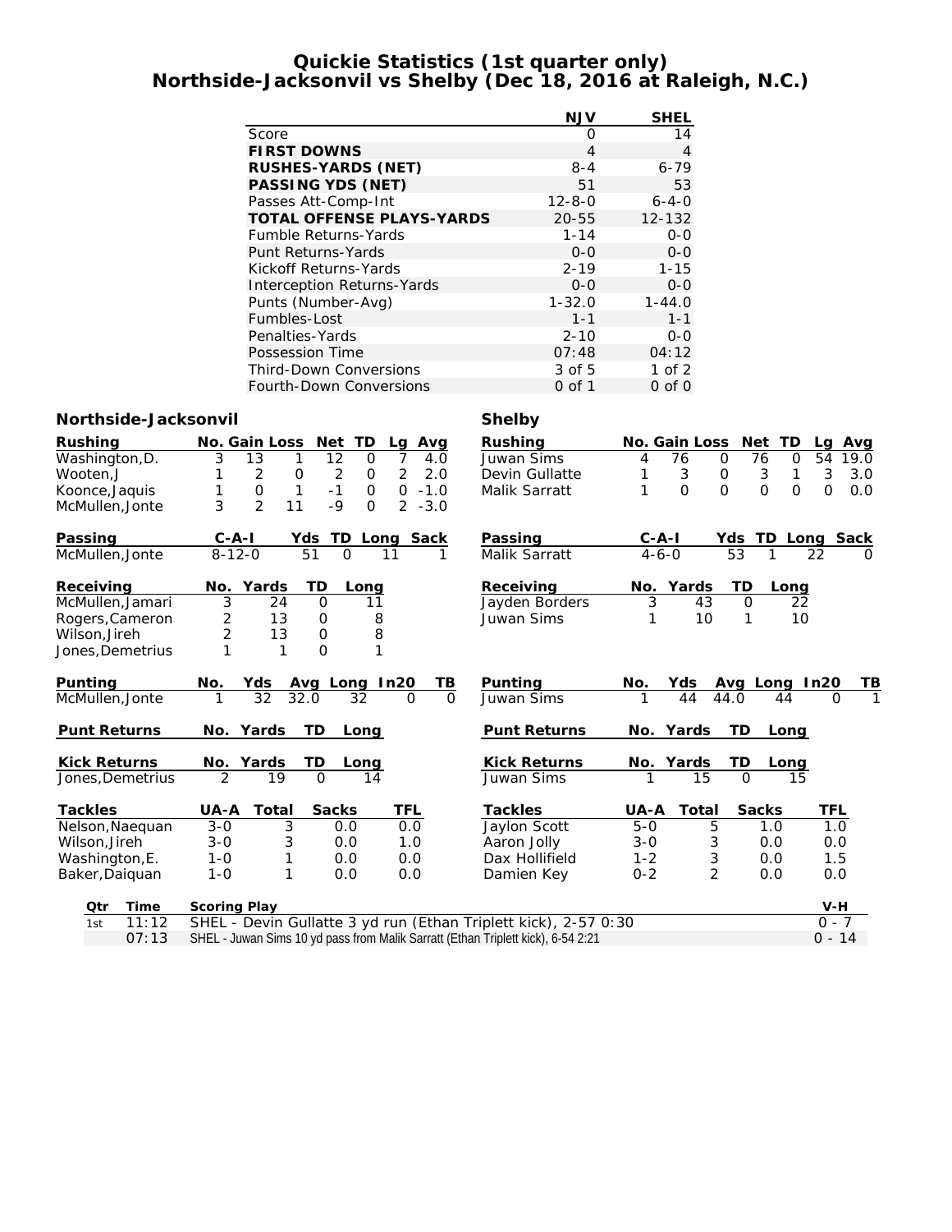# Quickie Statistics (1st quarter only)
## Northside-Jacksonvil vs Shelby (Dec 18, 2016 at Raleigh, N.C.)

| | NJV | SHEL |
|---|---|---|
| Score | 0 | 14 |
| **FIRST DOWNS** | 4 | 4 |
| **RUSHES-YARDS (NET)** | 8-4 | 6-79 |
| **PASSING YDS (NET)** | 51 | 53 |
| Passes Att-Comp-Int | 12-8-0 | 6-4-0 |
| **TOTAL OFFENSE PLAYS-YARDS** | 20-55 | 12-132 |
| Fumble Returns-Yards | 1-14 | 0-0 |
| Punt Returns-Yards | 0-0 | 0-0 |
| Kickoff Returns-Yards | 2-19 | 1-15 |
| Interception Returns-Yards | 0-0 | 0-0 |
| Punts (Number-Avg) | 1-32.0 | 1-44.0 |
| Fumbles-Lost | 1-1 | 1-1 |
| Penalties-Yards | 2-10 | 0-0 |
| Possession Time | 07:48 | 04:12 |
| Third-Down Conversions | 3 of 5 | 1 of 2 |
| Fourth-Down Conversions | 0 of 1 | 0 of 0 |

### Northside-Jacksonvil

| Rushing | No. | Gain | Loss | Net | TD | Lg | Avg |
|---|---|---|---|---|---|---|---|
| Washington,D. | 3 | 13 | 1 | 12 | 0 | 7 | 4.0 |
| Wooten,J | 1 | 2 | 0 | 2 | 0 | 2 | 2.0 |
| Koonce,Jaquis | 1 | 0 | 1 | -1 | 0 | 0 | -1.0 |
| McMullen,Jonte | 3 | 2 | 11 | -9 | 0 | 2 | -3.0 |

| Passing | C-A-I | Yds | TD | Long | Sack |
|---|---|---|---|---|---|
| McMullen,Jonte | 8-12-0 | 51 | 0 | 11 | 1 |

| Receiving | No. | Yards | TD | Long |
|---|---|---|---|---|
| McMullen,Jamari | 3 | 24 | 0 | 11 |
| Rogers,Cameron | 2 | 13 | 0 | 8 |
| Wilson,Jireh | 2 | 13 | 0 | 8 |
| Jones,Demetrius | 1 | 1 | 0 | 1 |

| Punting | No. | Yds | Avg | Long | In20 | TB |
|---|---|---|---|---|---|---|
| McMullen,Jonte | 1 | 32 | 32.0 | 32 | 0 | 0 |

| Punt Returns | No. | Yards | TD | Long |
|---|---|---|---|---|

| Kick Returns | No. | Yards | TD | Long |
|---|---|---|---|---|
| Jones,Demetrius | 2 | 19 | 0 | 14 |

| Tackles | UA-A | Total | Sacks | TFL |
|---|---|---|---|---|
| Nelson,Naequan | 3-0 | 3 | 0.0 | 0.0 |
| Wilson,Jireh | 3-0 | 3 | 0.0 | 1.0 |
| Washington,E. | 1-0 | 1 | 0.0 | 0.0 |
| Baker,Daiquan | 1-0 | 1 | 0.0 | 0.0 |

### Shelby

| Rushing | No. | Gain | Loss | Net | TD | Lg | Avg |
|---|---|---|---|---|---|---|---|
| Juwan Sims | 4 | 76 | 0 | 76 | 0 | 54 | 19.0 |
| Devin Gullatte | 1 | 3 | 0 | 3 | 1 | 3 | 3.0 |
| Malik Sarratt | 1 | 0 | 0 | 0 | 0 | 0 | 0.0 |

| Passing | C-A-I | Yds | TD | Long | Sack |
|---|---|---|---|---|---|
| Malik Sarratt | 4-6-0 | 53 | 1 | 22 | 0 |

| Receiving | No. | Yards | TD | Long |
|---|---|---|---|---|
| Jayden Borders | 3 | 43 | 0 | 22 |
| Juwan Sims | 1 | 10 | 1 | 10 |

| Punting | No. | Yds | Avg | Long | In20 | TB |
|---|---|---|---|---|---|---|
| Juwan Sims | 1 | 44 | 44.0 | 44 | 0 | 1 |

| Punt Returns | No. | Yards | TD | Long |
|---|---|---|---|---|

| Kick Returns | No. | Yards | TD | Long |
|---|---|---|---|---|
| Juwan Sims | 1 | 15 | 0 | 15 |

| Tackles | UA-A | Total | Sacks | TFL |
|---|---|---|---|---|
| Jaylon Scott | 5-0 | 5 | 1.0 | 1.0 |
| Aaron Jolly | 3-0 | 3 | 0.0 | 0.0 |
| Dax Hollifield | 1-2 | 3 | 0.0 | 1.5 |
| Damien Key | 0-2 | 2 | 0.0 | 0.0 |

| Qtr | Time | Scoring Play | V-H |
|---|---|---|---|
| 1st | 11:12 | SHEL - Devin Gullatte 3 yd run (Ethan Triplett kick), 2-57 0:30 | 0 - 7 |
| | 07:13 | SHEL - Juwan Sims 10 yd pass from Malik Sarratt (Ethan Triplett kick), 6-54 2:21 | 0 - 14 |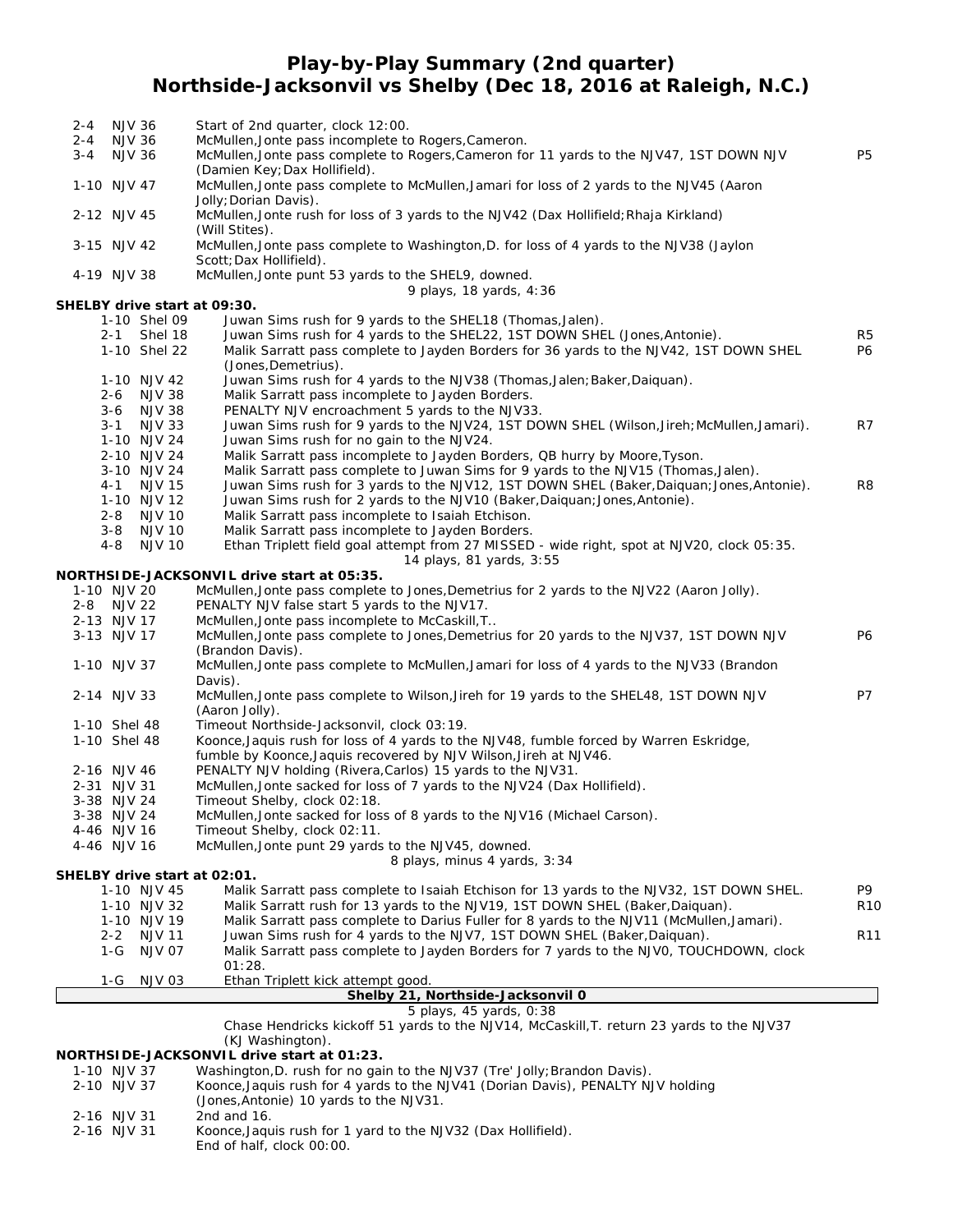# Play-by-Play Summary (2nd quarter)
## Northside-Jacksonvil vs Shelby (Dec 18, 2016 at Raleigh, N.C.)

| Down | Spot | Play | |
|---|---|---|---|
| 2-4 | NJV 36 | Start of 2nd quarter, clock 12:00. | |
| 2-4 | NJV 36 | McMullen,Jonte pass incomplete to Rogers,Cameron. | |
| 3-4 | NJV 36 | McMullen,Jonte pass complete to Rogers,Cameron for 11 yards to the NJV47, 1ST DOWN NJV (Damien Key;Dax Hollifield). | P5 |
| 1-10 | NJV 47 | McMullen,Jonte pass complete to McMullen,Jamari for loss of 2 yards to the NJV45 (Aaron Jolly;Dorian Davis). | |
| 2-12 | NJV 45 | McMullen,Jonte rush for loss of 3 yards to the NJV42 (Dax Hollifield;Rhaja Kirkland) (Will Stites). | |
| 3-15 | NJV 42 | McMullen,Jonte pass complete to Washington,D. for loss of 4 yards to the NJV38 (Jaylon Scott;Dax Hollifield). | |
| 4-19 | NJV 38 | McMullen,Jonte punt 53 yards to the SHEL9, downed. | |
| | | 9 plays, 18 yards, 4:36 | |

**SHELBY drive start at 09:30.**

| Down | Spot | Play | |
|---|---|---|---|
| 1-10 | Shel 09 | Juwan Sims rush for 9 yards to the SHEL18 (Thomas,Jalen). | |
| 2-1 | Shel 18 | Juwan Sims rush for 4 yards to the SHEL22, 1ST DOWN SHEL (Jones,Antonie). | R5 |
| 1-10 | Shel 22 | Malik Sarratt pass complete to Jayden Borders for 36 yards to the NJV42, 1ST DOWN SHEL (Jones,Demetrius). | P6 |
| 1-10 | NJV 42 | Juwan Sims rush for 4 yards to the NJV38 (Thomas,Jalen;Baker,Daiquan). | |
| 2-6 | NJV 38 | Malik Sarratt pass incomplete to Jayden Borders. | |
| 3-6 | NJV 38 | PENALTY NJV encroachment 5 yards to the NJV33. | |
| 3-1 | NJV 33 | Juwan Sims rush for 9 yards to the NJV24, 1ST DOWN SHEL (Wilson,Jireh;McMullen,Jamari). | R7 |
| 1-10 | NJV 24 | Juwan Sims rush for no gain to the NJV24. | |
| 2-10 | NJV 24 | Malik Sarratt pass incomplete to Jayden Borders, QB hurry by Moore,Tyson. | |
| 3-10 | NJV 24 | Malik Sarratt pass complete to Juwan Sims for 9 yards to the NJV15 (Thomas,Jalen). | |
| 4-1 | NJV 15 | Juwan Sims rush for 3 yards to the NJV12, 1ST DOWN SHEL (Baker,Daiquan;Jones,Antonie). | R8 |
| 1-10 | NJV 12 | Juwan Sims rush for 2 yards to the NJV10 (Baker,Daiquan;Jones,Antonie). | |
| 2-8 | NJV 10 | Malik Sarratt pass incomplete to Isaiah Etchison. | |
| 3-8 | NJV 10 | Malik Sarratt pass incomplete to Jayden Borders. | |
| 4-8 | NJV 10 | Ethan Triplett field goal attempt from 27 MISSED - wide right, spot at NJV20, clock 05:35. | |
| | | 14 plays, 81 yards, 3:55 | |

**NORTHSIDE-JACKSONVIL drive start at 05:35.**

| Down | Spot | Play | |
|---|---|---|---|
| 1-10 | NJV 20 | McMullen,Jonte pass complete to Jones,Demetrius for 2 yards to the NJV22 (Aaron Jolly). | |
| 2-8 | NJV 22 | PENALTY NJV false start 5 yards to the NJV17. | |
| 2-13 | NJV 17 | McMullen,Jonte pass incomplete to McCaskill,T.. | |
| 3-13 | NJV 17 | McMullen,Jonte pass complete to Jones,Demetrius for 20 yards to the NJV37, 1ST DOWN NJV (Brandon Davis). | P6 |
| 1-10 | NJV 37 | McMullen,Jonte pass complete to McMullen,Jamari for loss of 4 yards to the NJV33 (Brandon Davis). | |
| 2-14 | NJV 33 | McMullen,Jonte pass complete to Wilson,Jireh for 19 yards to the SHEL48, 1ST DOWN NJV (Aaron Jolly). | P7 |
| 1-10 | Shel 48 | Timeout Northside-Jacksonvil, clock 03:19. | |
| 1-10 | Shel 48 | Koonce,Jaquis rush for loss of 4 yards to the NJV48, fumble forced by Warren Eskridge, fumble by Koonce,Jaquis recovered by NJV Wilson,Jireh at NJV46. | |
| 2-16 | NJV 46 | PENALTY NJV holding (Rivera,Carlos) 15 yards to the NJV31. | |
| 2-31 | NJV 31 | McMullen,Jonte sacked for loss of 7 yards to the NJV24 (Dax Hollifield). | |
| 3-38 | NJV 24 | Timeout Shelby, clock 02:18. | |
| 3-38 | NJV 24 | McMullen,Jonte sacked for loss of 8 yards to the NJV16 (Michael Carson). | |
| 4-46 | NJV 16 | Timeout Shelby, clock 02:11. | |
| 4-46 | NJV 16 | McMullen,Jonte punt 29 yards to the NJV45, downed. | |
| | | 8 plays, minus 4 yards, 3:34 | |

**SHELBY drive start at 02:01.**

| Down | Spot | Play | |
|---|---|---|---|
| 1-10 | NJV 45 | Malik Sarratt pass complete to Isaiah Etchison for 13 yards to the NJV32, 1ST DOWN SHEL. | P9 |
| 1-10 | NJV 32 | Malik Sarratt rush for 13 yards to the NJV19, 1ST DOWN SHEL (Baker,Daiquan). | R10 |
| 1-10 | NJV 19 | Malik Sarratt pass complete to Darius Fuller for 8 yards to the NJV11 (McMullen,Jamari). | |
| 2-2 | NJV 11 | Juwan Sims rush for 4 yards to the NJV7, 1ST DOWN SHEL (Baker,Daiquan). | R11 |
| 1-G | NJV 07 | Malik Sarratt pass complete to Jayden Borders for 7 yards to the NJV0, TOUCHDOWN, clock 01:28. | |
| 1-G | NJV 03 | Ethan Triplett kick attempt good. | |

**Shelby 21, Northside-Jacksonvil 0**

5 plays, 45 yards, 0:38

Chase Hendricks kickoff 51 yards to the NJV14, McCaskill,T. return 23 yards to the NJV37 (KJ Washington).

**NORTHSIDE-JACKSONVIL drive start at 01:23.**

| Down | Spot | Play | |
|---|---|---|---|
| 1-10 | NJV 37 | Washington,D. rush for no gain to the NJV37 (Tre' Jolly;Brandon Davis). | |
| 2-10 | NJV 37 | Koonce,Jaquis rush for 4 yards to the NJV41 (Dorian Davis), PENALTY NJV holding (Jones,Antonie) 10 yards to the NJV31. | |
| 2-16 | NJV 31 | 2nd and 16. | |
| 2-16 | NJV 31 | Koonce,Jaquis rush for 1 yard to the NJV32 (Dax Hollifield). End of half, clock 00:00. | |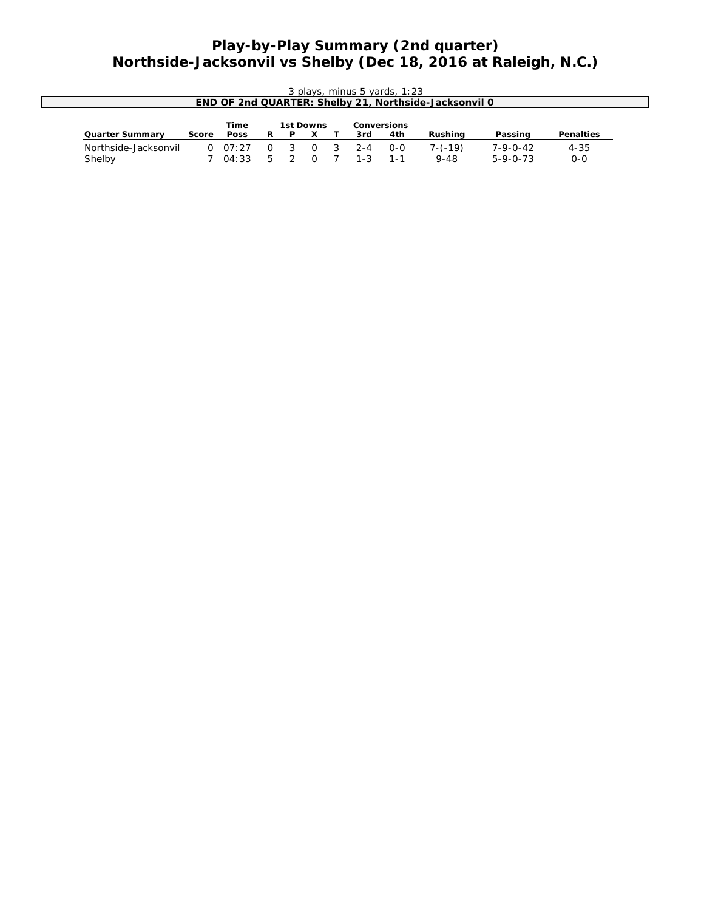# Play-by-Play Summary (2nd quarter)
## Northside-Jacksonvil vs Shelby (Dec 18, 2016 at Raleigh, N.C.)

3 plays, minus 5 yards, 1:23

**END OF 2nd QUARTER: Shelby 21, Northside-Jacksonvil 0**

| | | Time | 1st Downs | | | | Conversions | | | | |
|---|---|---|---|---|---|---|---|---|---|---|---|
| **Quarter Summary** | **Score** | **Poss** | **R** | **P** | **X** | **T** | **3rd** | **4th** | **Rushing** | **Passing** | **Penalties** |
| Northside-Jacksonvil | 0 | 07:27 | 0 | 3 | 0 | 3 | 2-4 | 0-0 | 7-(-19) | 7-9-0-42 | 4-35 |
| Shelby | 7 | 04:33 | 5 | 2 | 0 | 7 | 1-3 | 1-1 | 9-48 | 5-9-0-73 | 0-0 |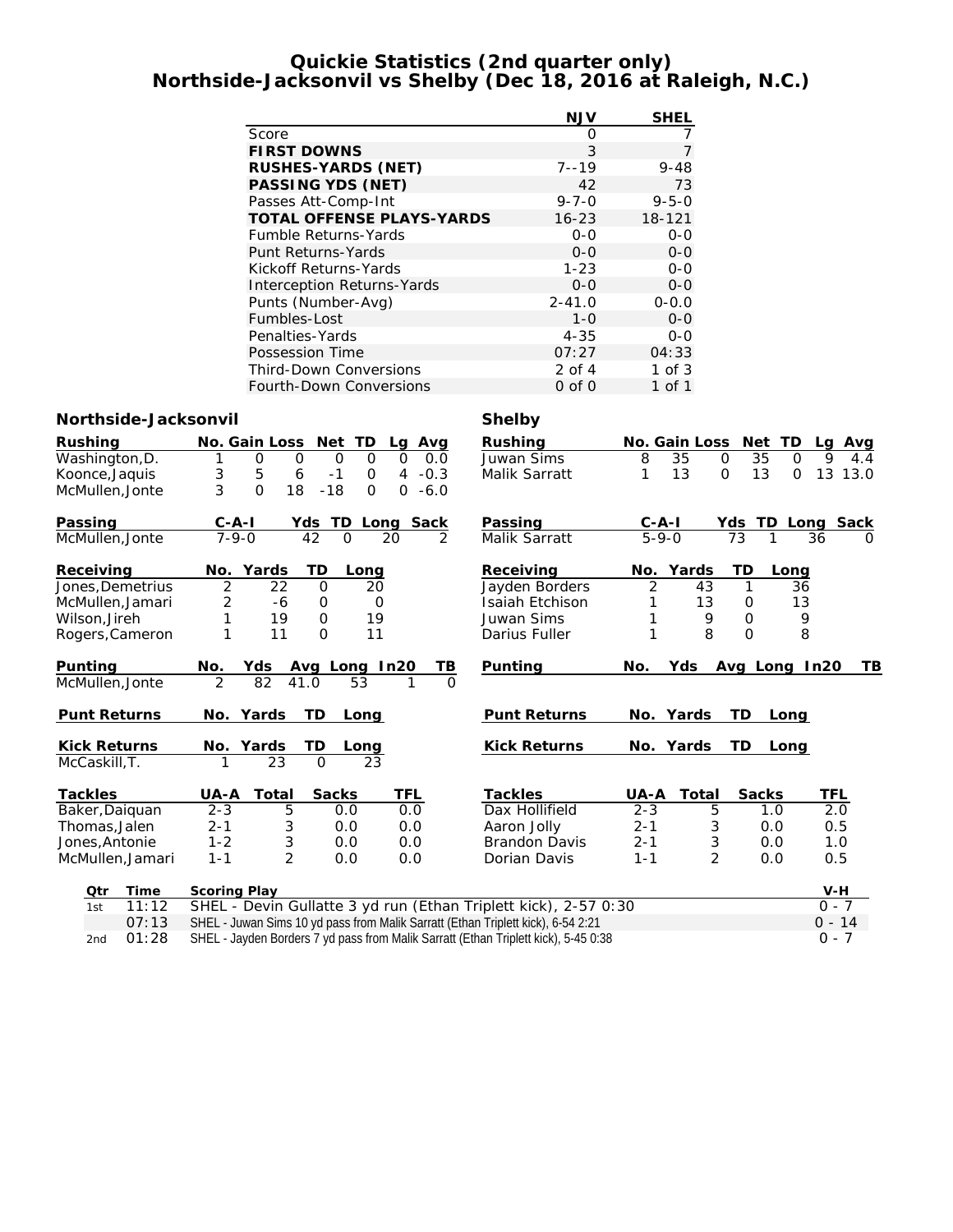# Quickie Statistics (2nd quarter only)
## Northside-Jacksonvil vs Shelby (Dec 18, 2016 at Raleigh, N.C.)

| | NJV | SHEL |
|---|---|---|
| Score | 0 | 7 |
| **FIRST DOWNS** | 3 | 7 |
| **RUSHES-YARDS (NET)** | 7--19 | 9-48 |
| **PASSING YDS (NET)** | 42 | 73 |
| Passes Att-Comp-Int | 9-7-0 | 9-5-0 |
| **TOTAL OFFENSE PLAYS-YARDS** | 16-23 | 18-121 |
| Fumble Returns-Yards | 0-0 | 0-0 |
| Punt Returns-Yards | 0-0 | 0-0 |
| Kickoff Returns-Yards | 1-23 | 0-0 |
| Interception Returns-Yards | 0-0 | 0-0 |
| Punts (Number-Avg) | 2-41.0 | 0-0.0 |
| Fumbles-Lost | 1-0 | 0-0 |
| Penalties-Yards | 4-35 | 0-0 |
| Possession Time | 07:27 | 04:33 |
| Third-Down Conversions | 2 of 4 | 1 of 3 |
| Fourth-Down Conversions | 0 of 0 | 1 of 1 |

### Northside-Jacksonvil

| Rushing | No. | Gain | Loss | Net | TD | Lg | Avg |
|---|---|---|---|---|---|---|---|
| Washington,D. | 1 | 0 | 0 | 0 | 0 | 0 | 0.0 |
| Koonce,Jaquis | 3 | 5 | 6 | -1 | 0 | 4 | -0.3 |
| McMullen,Jonte | 3 | 0 | 18 | -18 | 0 | 0 | -6.0 |

| Passing | C-A-I | Yds | TD | Long | Sack |
|---|---|---|---|---|---|
| McMullen,Jonte | 7-9-0 | 42 | 0 | 20 | 2 |

| Receiving | No. | Yards | TD | Long |
|---|---|---|---|---|
| Jones,Demetrius | 2 | 22 | 0 | 20 |
| McMullen,Jamari | 2 | -6 | 0 | 0 |
| Wilson,Jireh | 1 | 19 | 0 | 19 |
| Rogers,Cameron | 1 | 11 | 0 | 11 |

| Punting | No. | Yds | Avg | Long | In20 | TB |
|---|---|---|---|---|---|---|
| McMullen,Jonte | 2 | 82 | 41.0 | 53 | 1 | 0 |

| Punt Returns | No. | Yards | TD | Long |
|---|---|---|---|---|

| Kick Returns | No. | Yards | TD | Long |
|---|---|---|---|---|
| McCaskill,T. | 1 | 23 | 0 | 23 |

| Tackles | UA-A | Total | Sacks | TFL |
|---|---|---|---|---|
| Baker,Daiquan | 2-3 | 5 | 0.0 | 0.0 |
| Thomas,Jalen | 2-1 | 3 | 0.0 | 0.0 |
| Jones,Antonie | 1-2 | 3 | 0.0 | 0.0 |
| McMullen,Jamari | 1-1 | 2 | 0.0 | 0.0 |

### Shelby

| Rushing | No. | Gain | Loss | Net | TD | Lg | Avg |
|---|---|---|---|---|---|---|---|
| Juwan Sims | 8 | 35 | 0 | 35 | 0 | 9 | 4.4 |
| Malik Sarratt | 1 | 13 | 0 | 13 | 0 | 13 | 13.0 |

| Passing | C-A-I | Yds | TD | Long | Sack |
|---|---|---|---|---|---|
| Malik Sarratt | 5-9-0 | 73 | 1 | 36 | 0 |

| Receiving | No. | Yards | TD | Long |
|---|---|---|---|---|
| Jayden Borders | 2 | 43 | 1 | 36 |
| Isaiah Etchison | 1 | 13 | 0 | 13 |
| Juwan Sims | 1 | 9 | 0 | 9 |
| Darius Fuller | 1 | 8 | 0 | 8 |

| Punting | No. | Yds | Avg | Long | In20 | TB |
|---|---|---|---|---|---|---|

| Punt Returns | No. | Yards | TD | Long |
|---|---|---|---|---|

| Kick Returns | No. | Yards | TD | Long |
|---|---|---|---|---|

| Tackles | UA-A | Total | Sacks | TFL |
|---|---|---|---|---|
| Dax Hollifield | 2-3 | 5 | 1.0 | 2.0 |
| Aaron Jolly | 2-1 | 3 | 0.0 | 0.5 |
| Brandon Davis | 2-1 | 3 | 0.0 | 1.0 |
| Dorian Davis | 1-1 | 2 | 0.0 | 0.5 |

| Qtr | Time | Scoring Play | V-H |
|---|---|---|---|
| 1st | 11:12 | SHEL - Devin Gullatte 3 yd run (Ethan Triplett kick), 2-57 0:30 | 0 - 7 |
| | 07:13 | SHEL - Juwan Sims 10 yd pass from Malik Sarratt (Ethan Triplett kick), 6-54 2:21 | 0 - 14 |
| 2nd | 01:28 | SHEL - Jayden Borders 7 yd pass from Malik Sarratt (Ethan Triplett kick), 5-45 0:38 | 0 - 7 |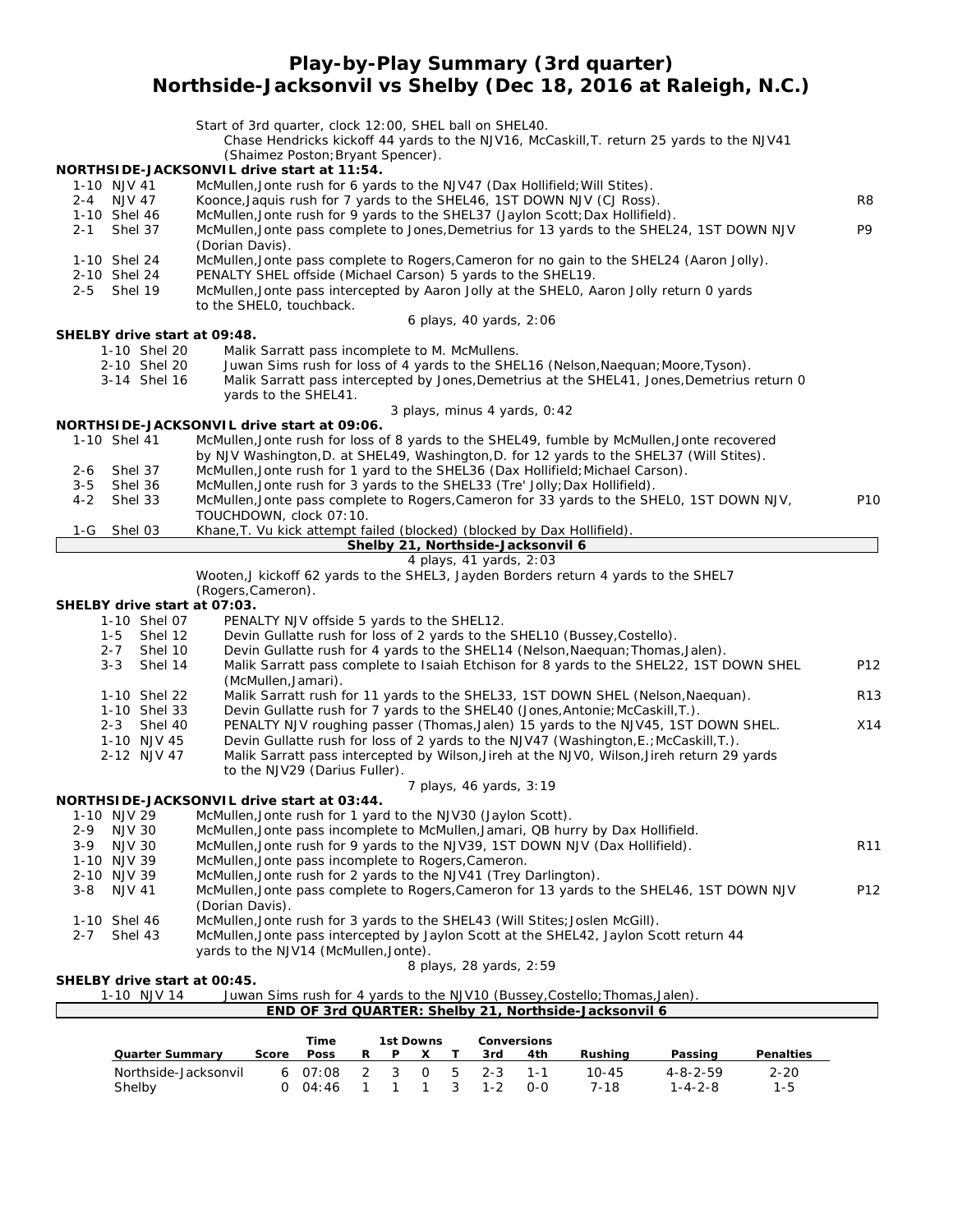# Play-by-Play Summary (3rd quarter)
## Northside-Jacksonvil vs Shelby (Dec 18, 2016 at Raleigh, N.C.)

Start of 3rd quarter, clock 12:00, SHEL ball on SHEL40.
Chase Hendricks kickoff 44 yards to the NJV16, McCaskill,T. return 25 yards to the NJV41 (Shaimez Poston;Bryant Spencer).

**NORTHSIDE-JACKSONVIL drive start at 11:54.**

| Down | Play | |
|---|---|---|
| 1-10 NJV 41 | McMullen,Jonte rush for 6 yards to the NJV47 (Dax Hollifield;Will Stites). | |
| 2-4 NJV 47 | Koonce,Jaquis rush for 7 yards to the SHEL46, 1ST DOWN NJV (CJ Ross). | R8 |
| 1-10 Shel 46 | McMullen,Jonte rush for 9 yards to the SHEL37 (Jaylon Scott;Dax Hollifield). | |
| 2-1 Shel 37 | McMullen,Jonte pass complete to Jones,Demetrius for 13 yards to the SHEL24, 1ST DOWN NJV (Dorian Davis). | P9 |
| 1-10 Shel 24 | McMullen,Jonte pass complete to Rogers,Cameron for no gain to the SHEL24 (Aaron Jolly). | |
| 2-10 Shel 24 | PENALTY SHEL offside (Michael Carson) 5 yards to the SHEL19. | |
| 2-5 Shel 19 | McMullen,Jonte pass intercepted by Aaron Jolly at the SHEL0, Aaron Jolly return 0 yards to the SHEL0, touchback. | |

6 plays, 40 yards, 2:06

**SHELBY drive start at 09:48.**

| Down | Play | |
|---|---|---|
| 1-10 Shel 20 | Malik Sarratt pass incomplete to M. McMullens. | |
| 2-10 Shel 20 | Juwan Sims rush for loss of 4 yards to the SHEL16 (Nelson,Naequan;Moore,Tyson). | |
| 3-14 Shel 16 | Malik Sarratt pass intercepted by Jones,Demetrius at the SHEL41, Jones,Demetrius return 0 yards to the SHEL41. | |

3 plays, minus 4 yards, 0:42

**NORTHSIDE-JACKSONVIL drive start at 09:06.**

| Down | Play | |
|---|---|---|
| 1-10 Shel 41 | McMullen,Jonte rush for loss of 8 yards to the SHEL49, fumble by McMullen,Jonte recovered by NJV Washington,D. at SHEL49, Washington,D. for 12 yards to the SHEL37 (Will Stites). | |
| 2-6 Shel 37 | McMullen,Jonte rush for 1 yard to the SHEL36 (Dax Hollifield;Michael Carson). | |
| 3-5 Shel 36 | McMullen,Jonte rush for 3 yards to the SHEL33 (Tre' Jolly;Dax Hollifield). | |
| 4-2 Shel 33 | McMullen,Jonte pass complete to Rogers,Cameron for 33 yards to the SHEL0, 1ST DOWN NJV, TOUCHDOWN, clock 07:10. | P10 |
| 1-G Shel 03 | Khane,T. Vu kick attempt failed (blocked) (blocked by Dax Hollifield). | |

**Shelby 21, Northside-Jacksonvil 6**

4 plays, 41 yards, 2:03

Wooten,J kickoff 62 yards to the SHEL3, Jayden Borders return 4 yards to the SHEL7 (Rogers,Cameron).

**SHELBY drive start at 07:03.**

| Down | Play | |
|---|---|---|
| 1-10 Shel 07 | PENALTY NJV offside 5 yards to the SHEL12. | |
| 1-5 Shel 12 | Devin Gullatte rush for loss of 2 yards to the SHEL10 (Bussey,Costello). | |
| 2-7 Shel 10 | Devin Gullatte rush for 4 yards to the SHEL14 (Nelson,Naequan;Thomas,Jalen). | |
| 3-3 Shel 14 | Malik Sarratt pass complete to Isaiah Etchison for 8 yards to the SHEL22, 1ST DOWN SHEL (McMullen,Jamari). | P12 |
| 1-10 Shel 22 | Malik Sarratt rush for 11 yards to the SHEL33, 1ST DOWN SHEL (Nelson,Naequan). | R13 |
| 1-10 Shel 33 | Devin Gullatte rush for 7 yards to the SHEL40 (Jones,Antonie;McCaskill,T.). | |
| 2-3 Shel 40 | PENALTY NJV roughing passer (Thomas,Jalen) 15 yards to the NJV45, 1ST DOWN SHEL. | X14 |
| 1-10 NJV 45 | Devin Gullatte rush for loss of 2 yards to the NJV47 (Washington,E.;McCaskill,T.). | |
| 2-12 NJV 47 | Malik Sarratt pass intercepted by Wilson,Jireh at the NJV0, Wilson,Jireh return 29 yards to the NJV29 (Darius Fuller). | |

7 plays, 46 yards, 3:19

**NORTHSIDE-JACKSONVIL drive start at 03:44.**

| Down | Play | |
|---|---|---|
| 1-10 NJV 29 | McMullen,Jonte rush for 1 yard to the NJV30 (Jaylon Scott). | |
| 2-9 NJV 30 | McMullen,Jonte pass incomplete to McMullen,Jamari, QB hurry by Dax Hollifield. | |
| 3-9 NJV 30 | McMullen,Jonte rush for 9 yards to the NJV39, 1ST DOWN NJV (Dax Hollifield). | R11 |
| 1-10 NJV 39 | McMullen,Jonte pass incomplete to Rogers,Cameron. | |
| 2-10 NJV 39 | McMullen,Jonte rush for 2 yards to the NJV41 (Trey Darlington). | |
| 3-8 NJV 41 | McMullen,Jonte pass complete to Rogers,Cameron for 13 yards to the SHEL46, 1ST DOWN NJV (Dorian Davis). | P12 |
| 1-10 Shel 46 | McMullen,Jonte rush for 3 yards to the SHEL43 (Will Stites;Joslen McGill). | |
| 2-7 Shel 43 | McMullen,Jonte pass intercepted by Jaylon Scott at the SHEL42, Jaylon Scott return 44 yards to the NJV14 (McMullen,Jonte). | |

8 plays, 28 yards, 2:59

**SHELBY drive start at 00:45.**

| Down | Play |
|---|---|
| 1-10 NJV 14 | Juwan Sims rush for 4 yards to the NJV10 (Bussey,Costello;Thomas,Jalen). |

**END OF 3rd QUARTER: Shelby 21, Northside-Jacksonvil 6**

| Quarter Summary | Score | Time Poss | 1st Downs R | P | X | T | Conversions 3rd | 4th | Rushing | Passing | Penalties |
|---|---|---|---|---|---|---|---|---|---|---|---|
| Northside-Jacksonvil | 6 | 07:08 | 2 | 3 | 0 | 5 | 2-3 | 1-1 | 10-45 | 4-8-2-59 | 2-20 |
| Shelby | 0 | 04:46 | 1 | 1 | 1 | 3 | 1-2 | 0-0 | 7-18 | 1-4-2-8 | 1-5 |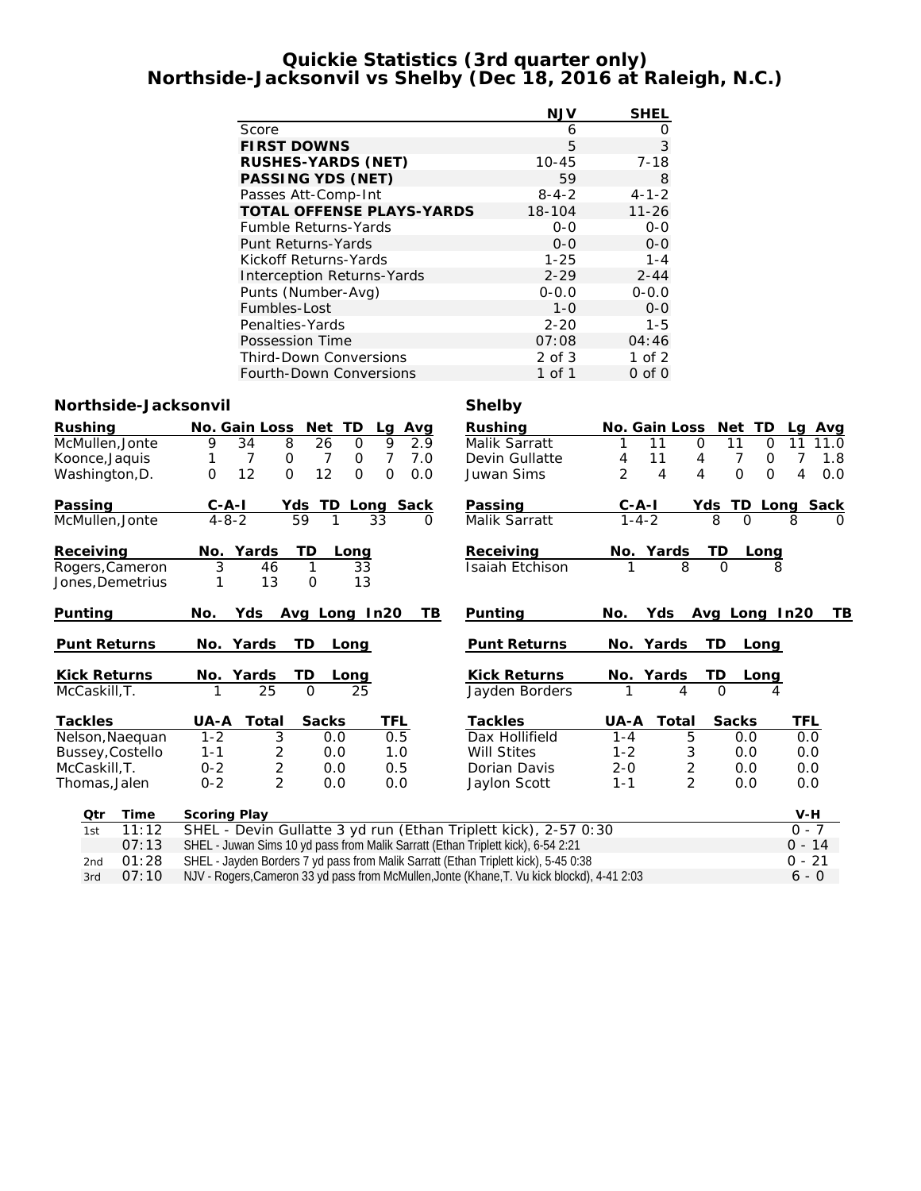# Quickie Statistics (3rd quarter only)
## Northside-Jacksonvil vs Shelby (Dec 18, 2016 at Raleigh, N.C.)

| | NJV | SHEL |
|---|---|---|
| Score | 6 | 0 |
| **FIRST DOWNS** | 5 | 3 |
| **RUSHES-YARDS (NET)** | 10-45 | 7-18 |
| **PASSING YDS (NET)** | 59 | 8 |
| Passes Att-Comp-Int | 8-4-2 | 4-1-2 |
| **TOTAL OFFENSE PLAYS-YARDS** | 18-104 | 11-26 |
| Fumble Returns-Yards | 0-0 | 0-0 |
| Punt Returns-Yards | 0-0 | 0-0 |
| Kickoff Returns-Yards | 1-25 | 1-4 |
| Interception Returns-Yards | 2-29 | 2-44 |
| Punts (Number-Avg) | 0-0.0 | 0-0.0 |
| Fumbles-Lost | 1-0 | 0-0 |
| Penalties-Yards | 2-20 | 1-5 |
| Possession Time | 07:08 | 04:46 |
| Third-Down Conversions | 2 of 3 | 1 of 2 |
| Fourth-Down Conversions | 1 of 1 | 0 of 0 |

### Northside-Jacksonvil

| Rushing | No. | Gain | Loss | Net | TD | Lg | Avg |
|---|---|---|---|---|---|---|---|
| McMullen,Jonte | 9 | 34 | 8 | 26 | 0 | 9 | 2.9 |
| Koonce,Jaquis | 1 | 7 | 0 | 7 | 0 | 7 | 7.0 |
| Washington,D. | 0 | 12 | 0 | 12 | 0 | 0 | 0.0 |

| Passing | C-A-I | Yds | TD | Long | Sack |
|---|---|---|---|---|---|
| McMullen,Jonte | 4-8-2 | 59 | 1 | 33 | 0 |

| Receiving | No. | Yards | TD | Long |
|---|---|---|---|---|
| Rogers,Cameron | 3 | 46 | 1 | 33 |
| Jones,Demetrius | 1 | 13 | 0 | 13 |

| Punting | No. | Yds | Avg | Long | In20 | TB |
|---|---|---|---|---|---|---|

| Punt Returns | No. | Yards | TD | Long |
|---|---|---|---|---|

| Kick Returns | No. | Yards | TD | Long |
|---|---|---|---|---|
| McCaskill,T. | 1 | 25 | 0 | 25 |

| Tackles | UA-A | Total | Sacks | TFL |
|---|---|---|---|---|
| Nelson,Naequan | 1-2 | 3 | 0.0 | 0.5 |
| Bussey,Costello | 1-1 | 2 | 0.0 | 1.0 |
| McCaskill,T. | 0-2 | 2 | 0.0 | 0.5 |
| Thomas,Jalen | 0-2 | 2 | 0.0 | 0.0 |

### Shelby

| Rushing | No. | Gain | Loss | Net | TD | Lg | Avg |
|---|---|---|---|---|---|---|---|
| Malik Sarratt | 1 | 11 | 0 | 11 | 0 | 11 | 11.0 |
| Devin Gullatte | 4 | 11 | 4 | 7 | 0 | 7 | 1.8 |
| Juwan Sims | 2 | 4 | 4 | 0 | 0 | 4 | 0.0 |

| Passing | C-A-I | Yds | TD | Long | Sack |
|---|---|---|---|---|---|
| Malik Sarratt | 1-4-2 | 8 | 0 | 8 | 0 |

| Receiving | No. | Yards | TD | Long |
|---|---|---|---|---|
| Isaiah Etchison | 1 | 8 | 0 | 8 |

| Punting | No. | Yds | Avg | Long | In20 | TB |
|---|---|---|---|---|---|---|

| Punt Returns | No. | Yards | TD | Long |
|---|---|---|---|---|

| Kick Returns | No. | Yards | TD | Long |
|---|---|---|---|---|
| Jayden Borders | 1 | 4 | 0 | 4 |

| Tackles | UA-A | Total | Sacks | TFL |
|---|---|---|---|---|
| Dax Hollifield | 1-4 | 5 | 0.0 | 0.0 |
| Will Stites | 1-2 | 3 | 0.0 | 0.0 |
| Dorian Davis | 2-0 | 2 | 0.0 | 0.0 |
| Jaylon Scott | 1-1 | 2 | 0.0 | 0.0 |

| Qtr | Time | Scoring Play | V-H |
|---|---|---|---|
| 1st | 11:12 | SHEL - Devin Gullatte 3 yd run (Ethan Triplett kick), 2-57 0:30 | 0 - 7 |
| | 07:13 | SHEL - Juwan Sims 10 yd pass from Malik Sarratt (Ethan Triplett kick), 6-54 2:21 | 0 - 14 |
| 2nd | 01:28 | SHEL - Jayden Borders 7 yd pass from Malik Sarratt (Ethan Triplett kick), 5-45 0:38 | 0 - 21 |
| 3rd | 07:10 | NJV - Rogers,Cameron 33 yd pass from McMullen,Jonte (Khane,T. Vu kick blockd), 4-41 2:03 | 6 - 0 |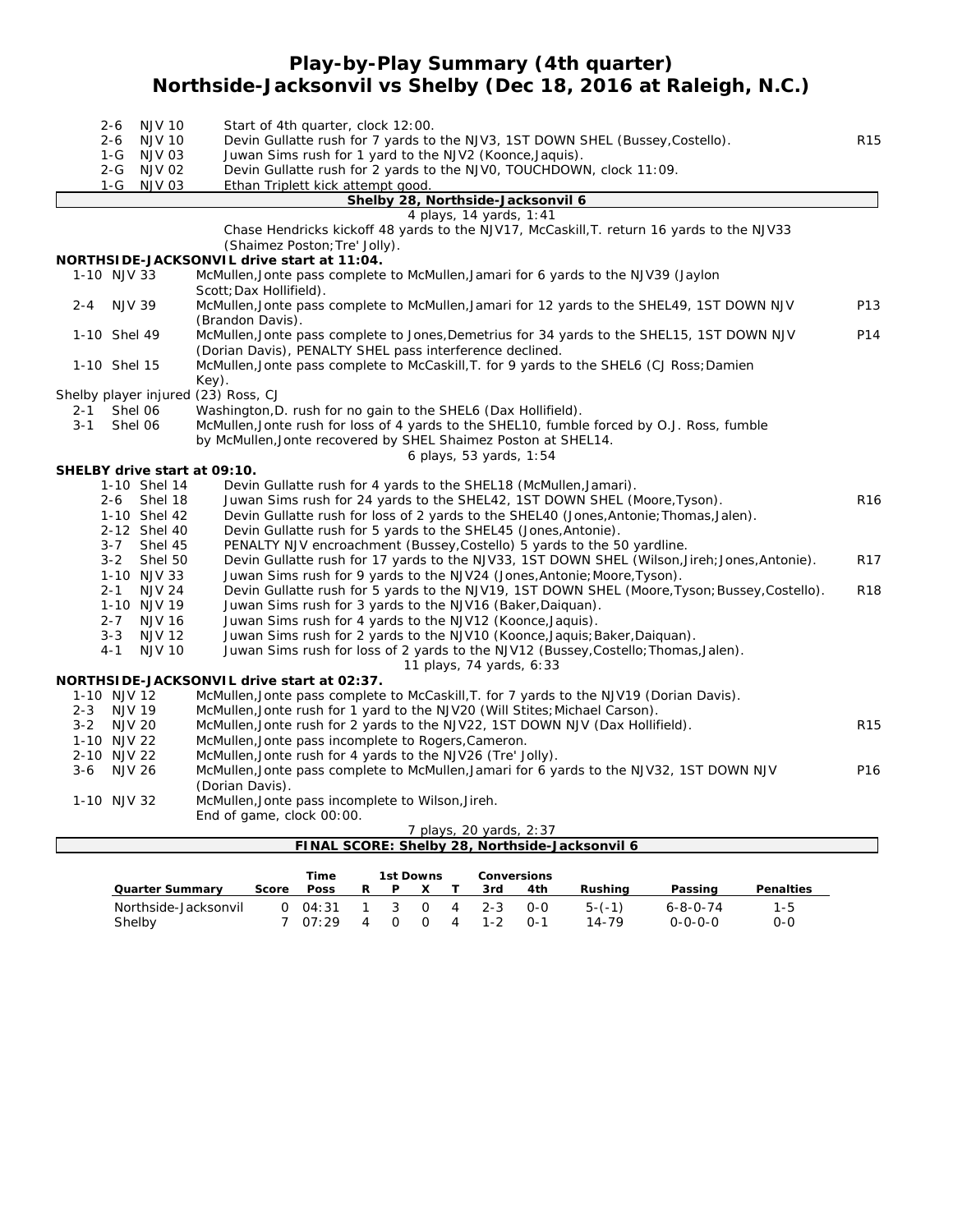# Play-by-Play Summary (4th quarter)
## Northside-Jacksonvil vs Shelby (Dec 18, 2016 at Raleigh, N.C.)

| Down | Spot | Play | |
|---|---|---|---|
| 2-6 | NJV 10 | Start of 4th quarter, clock 12:00. | |
| 2-6 | NJV 10 | Devin Gullatte rush for 7 yards to the NJV3, 1ST DOWN SHEL (Bussey,Costello). | R15 |
| 1-G | NJV 03 | Juwan Sims rush for 1 yard to the NJV2 (Koonce,Jaquis). | |
| 2-G | NJV 02 | Devin Gullatte rush for 2 yards to the NJV0, TOUCHDOWN, clock 11:09. | |
| 1-G | NJV 03 | Ethan Triplett kick attempt good. | |

**Shelby 28, Northside-Jacksonvil 6**

4 plays, 14 yards, 1:41

Chase Hendricks kickoff 48 yards to the NJV17, McCaskill,T. return 16 yards to the NJV33 (Shaimez Poston;Tre' Jolly).

**NORTHSIDE-JACKSONVIL drive start at 11:04.**

| Down | Spot | Play | |
|---|---|---|---|
| 1-10 | NJV 33 | McMullen,Jonte pass complete to McMullen,Jamari for 6 yards to the NJV39 (Jaylon Scott;Dax Hollifield). | |
| 2-4 | NJV 39 | McMullen,Jonte pass complete to McMullen,Jamari for 12 yards to the SHEL49, 1ST DOWN NJV (Brandon Davis). | P13 |
| 1-10 | Shel 49 | McMullen,Jonte pass complete to Jones,Demetrius for 34 yards to the SHEL15, 1ST DOWN NJV (Dorian Davis), PENALTY SHEL pass interference declined. | P14 |
| 1-10 | Shel 15 | McMullen,Jonte pass complete to McCaskill,T. for 9 yards to the SHEL6 (CJ Ross;Damien Key). | |
| | | Shelby player injured (23) Ross, CJ | |
| 2-1 | Shel 06 | Washington,D. rush for no gain to the SHEL6 (Dax Hollifield). | |
| 3-1 | Shel 06 | McMullen,Jonte rush for loss of 4 yards to the SHEL10, fumble forced by O.J. Ross, fumble by McMullen,Jonte recovered by SHEL Shaimez Poston at SHEL14. | |

6 plays, 53 yards, 1:54

**SHELBY drive start at 09:10.**

| Down | Spot | Play | |
|---|---|---|---|
| 1-10 | Shel 14 | Devin Gullatte rush for 4 yards to the SHEL18 (McMullen,Jamari). | |
| 2-6 | Shel 18 | Juwan Sims rush for 24 yards to the SHEL42, 1ST DOWN SHEL (Moore,Tyson). | R16 |
| 1-10 | Shel 42 | Devin Gullatte rush for loss of 2 yards to the SHEL40 (Jones,Antonie;Thomas,Jalen). | |
| 2-12 | Shel 40 | Devin Gullatte rush for 5 yards to the SHEL45 (Jones,Antonie). | |
| 3-7 | Shel 45 | PENALTY NJV encroachment (Bussey,Costello) 5 yards to the 50 yardline. | |
| 3-2 | Shel 50 | Devin Gullatte rush for 17 yards to the NJV33, 1ST DOWN SHEL (Wilson,Jireh;Jones,Antonie). | R17 |
| 1-10 | NJV 33 | Juwan Sims rush for 9 yards to the NJV24 (Jones,Antonie;Moore,Tyson). | |
| 2-1 | NJV 24 | Devin Gullatte rush for 5 yards to the NJV19, 1ST DOWN SHEL (Moore,Tyson;Bussey,Costello). | R18 |
| 1-10 | NJV 19 | Juwan Sims rush for 3 yards to the NJV16 (Baker,Daiquan). | |
| 2-7 | NJV 16 | Juwan Sims rush for 4 yards to the NJV12 (Koonce,Jaquis). | |
| 3-3 | NJV 12 | Juwan Sims rush for 2 yards to the NJV10 (Koonce,Jaquis;Baker,Daiquan). | |
| 4-1 | NJV 10 | Juwan Sims rush for loss of 2 yards to the NJV12 (Bussey,Costello;Thomas,Jalen). | |

11 plays, 74 yards, 6:33

**NORTHSIDE-JACKSONVIL drive start at 02:37.**

| Down | Spot | Play | |
|---|---|---|---|
| 1-10 | NJV 12 | McMullen,Jonte pass complete to McCaskill,T. for 7 yards to the NJV19 (Dorian Davis). | |
| 2-3 | NJV 19 | McMullen,Jonte rush for 1 yard to the NJV20 (Will Stites;Michael Carson). | |
| 3-2 | NJV 20 | McMullen,Jonte rush for 2 yards to the NJV22, 1ST DOWN NJV (Dax Hollifield). | R15 |
| 1-10 | NJV 22 | McMullen,Jonte pass incomplete to Rogers,Cameron. | |
| 2-10 | NJV 22 | McMullen,Jonte rush for 4 yards to the NJV26 (Tre' Jolly). | |
| 3-6 | NJV 26 | McMullen,Jonte pass complete to McMullen,Jamari for 6 yards to the NJV32, 1ST DOWN NJV (Dorian Davis). | P16 |
| 1-10 | NJV 32 | McMullen,Jonte pass incomplete to Wilson,Jireh. | |
| | | End of game, clock 00:00. | |

7 plays, 20 yards, 2:37

**FINAL SCORE: Shelby 28, Northside-Jacksonvil 6**

| Quarter Summary | Score | Time Poss | 1st Downs R | P | X | T | Conversions 3rd | 4th | Rushing | Passing | Penalties |
|---|---|---|---|---|---|---|---|---|---|---|---|
| Northside-Jacksonvil | 0 | 04:31 | 1 | 3 | 0 | 4 | 2-3 | 0-0 | 5-(-1) | 6-8-0-74 | 1-5 |
| Shelby | 7 | 07:29 | 4 | 0 | 0 | 4 | 1-2 | 0-1 | 14-79 | 0-0-0-0 | 0-0 |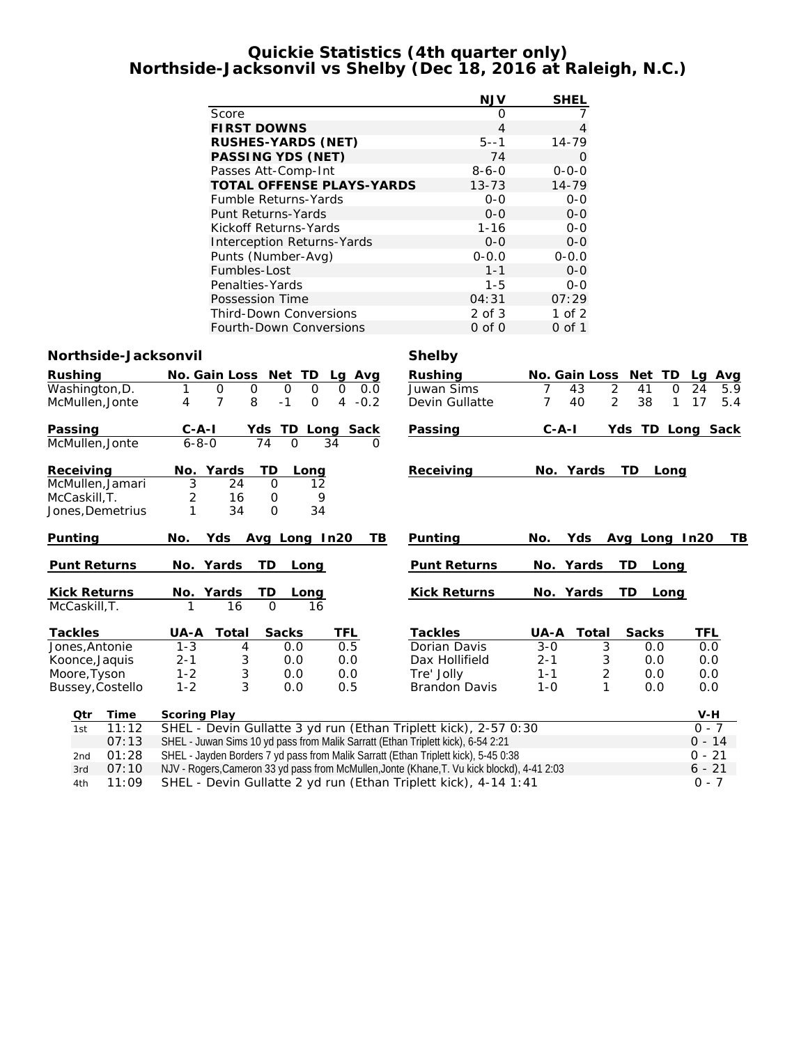# Quickie Statistics (4th quarter only)
## Northside-Jacksonvil vs Shelby (Dec 18, 2016 at Raleigh, N.C.)

| | NJV | SHEL |
|---|---|---|
| Score | 0 | 7 |
| **FIRST DOWNS** | 4 | 4 |
| **RUSHES-YARDS (NET)** | 5--1 | 14-79 |
| **PASSING YDS (NET)** | 74 | 0 |
| Passes Att-Comp-Int | 8-6-0 | 0-0-0 |
| **TOTAL OFFENSE PLAYS-YARDS** | 13-73 | 14-79 |
| Fumble Returns-Yards | 0-0 | 0-0 |
| Punt Returns-Yards | 0-0 | 0-0 |
| Kickoff Returns-Yards | 1-16 | 0-0 |
| Interception Returns-Yards | 0-0 | 0-0 |
| Punts (Number-Avg) | 0-0.0 | 0-0.0 |
| Fumbles-Lost | 1-1 | 0-0 |
| Penalties-Yards | 1-5 | 0-0 |
| Possession Time | 04:31 | 07:29 |
| Third-Down Conversions | 2 of 3 | 1 of 2 |
| Fourth-Down Conversions | 0 of 0 | 0 of 1 |

### Northside-Jacksonvil

| Rushing | No. | Gain | Loss | Net | TD | Lg | Avg |
|---|---|---|---|---|---|---|---|
| Washington,D. | 1 | 0 | 0 | 0 | 0 | 0 | 0.0 |
| McMullen,Jonte | 4 | 7 | 8 | -1 | 0 | 4 | -0.2 |

| Passing | C-A-I | Yds | TD | Long | Sack |
|---|---|---|---|---|---|
| McMullen,Jonte | 6-8-0 | 74 | 0 | 34 | 0 |

| Receiving | No. | Yards | TD | Long |
|---|---|---|---|---|
| McMullen,Jamari | 3 | 24 | 0 | 12 |
| McCaskill,T. | 2 | 16 | 0 | 9 |
| Jones,Demetrius | 1 | 34 | 0 | 34 |

| Punting | No. | Yds | Avg | Long | In20 | TB |
|---|---|---|---|---|---|---|

| Punt Returns | No. | Yards | TD | Long |
|---|---|---|---|---|

| Kick Returns | No. | Yards | TD | Long |
|---|---|---|---|---|
| McCaskill,T. | 1 | 16 | 0 | 16 |

| Tackles | UA-A | Total | Sacks | TFL |
|---|---|---|---|---|
| Jones,Antonie | 1-3 | 4 | 0.0 | 0.5 |
| Koonce,Jaquis | 2-1 | 3 | 0.0 | 0.0 |
| Moore,Tyson | 1-2 | 3 | 0.0 | 0.0 |
| Bussey,Costello | 1-2 | 3 | 0.0 | 0.5 |

### Shelby

| Rushing | No. | Gain | Loss | Net | TD | Lg | Avg |
|---|---|---|---|---|---|---|---|
| Juwan Sims | 7 | 43 | 2 | 41 | 0 | 24 | 5.9 |
| Devin Gullatte | 7 | 40 | 2 | 38 | 1 | 17 | 5.4 |

| Passing | C-A-I | Yds | TD | Long | Sack |
|---|---|---|---|---|---|

| Receiving | No. | Yards | TD | Long |
|---|---|---|---|---|

| Punting | No. | Yds | Avg | Long | In20 | TB |
|---|---|---|---|---|---|---|

| Punt Returns | No. | Yards | TD | Long |
|---|---|---|---|---|

| Kick Returns | No. | Yards | TD | Long |
|---|---|---|---|---|

| Tackles | UA-A | Total | Sacks | TFL |
|---|---|---|---|---|
| Dorian Davis | 3-0 | 3 | 0.0 | 0.0 |
| Dax Hollifield | 2-1 | 3 | 0.0 | 0.0 |
| Tre' Jolly | 1-1 | 2 | 0.0 | 0.0 |
| Brandon Davis | 1-0 | 1 | 0.0 | 0.0 |

| Qtr | Time | Scoring Play | V-H |
|---|---|---|---|
| 1st | 11:12 | SHEL - Devin Gullatte 3 yd run (Ethan Triplett kick), 2-57 0:30 | 0 - 7 |
| | 07:13 | SHEL - Juwan Sims 10 yd pass from Malik Sarratt (Ethan Triplett kick), 6-54 2:21 | 0 - 14 |
| 2nd | 01:28 | SHEL - Jayden Borders 7 yd pass from Malik Sarratt (Ethan Triplett kick), 5-45 0:38 | 0 - 21 |
| 3rd | 07:10 | NJV - Rogers,Cameron 33 yd pass from McMullen,Jonte (Khane,T. Vu kick blockd), 4-41 2:03 | 6 - 21 |
| 4th | 11:09 | SHEL - Devin Gullatte 2 yd run (Ethan Triplett kick), 4-14 1:41 | 0 - 7 |